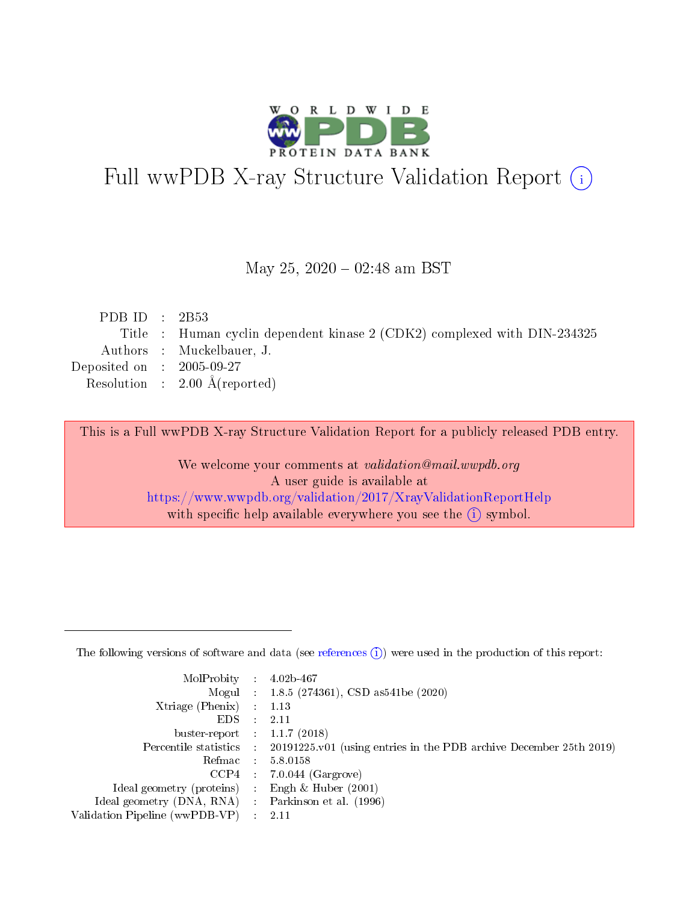# Full wwPDB X-ray Structure Validation Report (i)

May 25, 2020 – 02:48 am BST

| | | |
|---|---|---|
| PDB ID | : | 2B53 |
| Title | : | Human cyclin dependent kinase 2 (CDK2) complexed with DIN-234325 |
| Authors | : | Muckelbauer, J. |
| Deposited on | : | 2005-09-27 |
| Resolution | : | 2.00 Å(reported) |

This is a Full wwPDB X-ray Structure Validation Report for a publicly released PDB entry.

We welcome your comments at *validation@mail.wwpdb.org*
A user guide is available at
https://www.wwpdb.org/validation/2017/XrayValidationReportHelp
with specific help available everywhere you see the (i) symbol.

The following versions of software and data (see references (i)) were used in the production of this report:

| | | |
|---|---|---|
| MolProbity | : | 4.02b-467 |
| Mogul | : | 1.8.5 (274361), CSD as541be (2020) |
| Xtriage (Phenix) | : | 1.13 |
| EDS | : | 2.11 |
| buster-report | : | 1.1.7 (2018) |
| Percentile statistics | : | 20191225.v01 (using entries in the PDB archive December 25th 2019) |
| Refmac | : | 5.8.0158 |
| CCP4 | : | 7.0.044 (Gargrove) |
| Ideal geometry (proteins) | : | Engh & Huber (2001) |
| Ideal geometry (DNA, RNA) | : | Parkinson et al. (1996) |
| Validation Pipeline (wwPDB-VP) | : | 2.11 |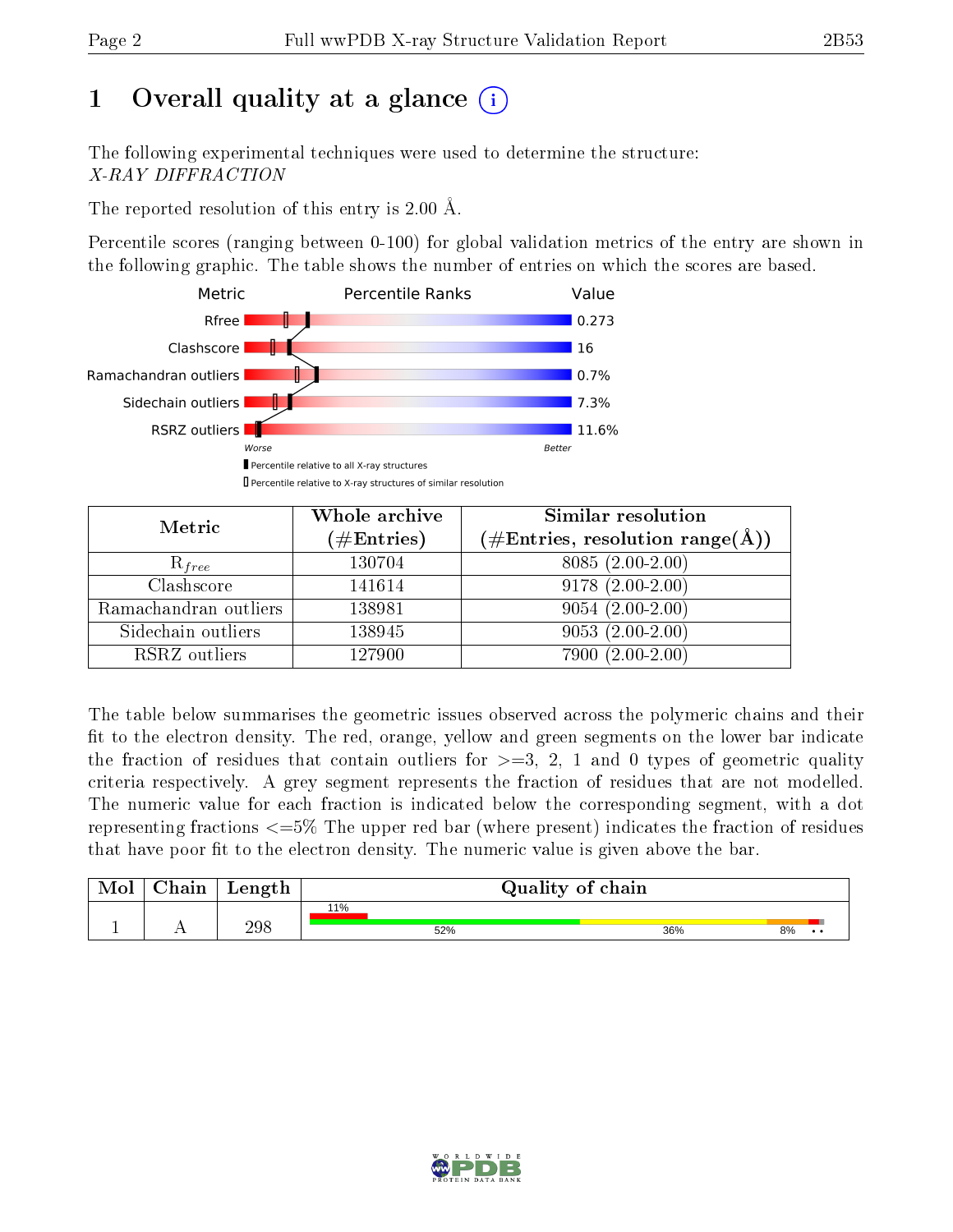# 1 Overall quality at a glance (i)

The following experimental techniques were used to determine the structure:
*X-RAY DIFFRACTION*

The reported resolution of this entry is 2.00 Å.

Percentile scores (ranging between 0-100) for global validation metrics of the entry are shown in the following graphic. The table shows the number of entries on which the scores are based.

| Metric | Value |
|---|---|
| Rfree | 0.273 |
| Clashscore | 16 |
| Ramachandran outliers | 0.7% |
| Sidechain outliers | 7.3% |
| RSRZ outliers | 11.6% |

Worse — Better

▮ Percentile relative to all X-ray structures
▯ Percentile relative to X-ray structures of similar resolution

| Metric | Whole archive (#Entries) | Similar resolution (#Entries, resolution range(Å)) |
|---|---|---|
| $R_{free}$ | 130704 | 8085 (2.00-2.00) |
| Clashscore | 141614 | 9178 (2.00-2.00) |
| Ramachandran outliers | 138981 | 9054 (2.00-2.00) |
| Sidechain outliers | 138945 | 9053 (2.00-2.00) |
| RSRZ outliers | 127900 | 7900 (2.00-2.00) |

The table below summarises the geometric issues observed across the polymeric chains and their fit to the electron density. The red, orange, yellow and green segments on the lower bar indicate the fraction of residues that contain outliers for >=3, 2, 1 and 0 types of geometric quality criteria respectively. A grey segment represents the fraction of residues that are not modelled. The numeric value for each fraction is indicated below the corresponding segment, with a dot representing fractions <=5% The upper red bar (where present) indicates the fraction of residues that have poor fit to the electron density. The numeric value is given above the bar.

| Mol | Chain | Length | Quality of chain |
|---|---|---|---|
| 1 | A | 298 | 11% (poor fit); 52% green, 36% yellow, 8% orange, • •  |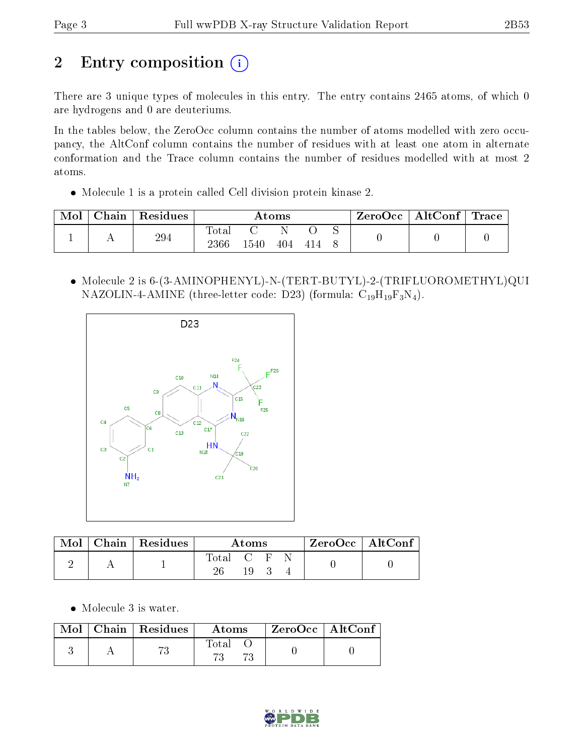# 2 Entry composition

There are 3 unique types of molecules in this entry. The entry contains 2465 atoms, of which 0 are hydrogens and 0 are deuteriums.

In the tables below, the ZeroOcc column contains the number of atoms modelled with zero occupancy, the AltConf column contains the number of residues with at least one atom in alternate conformation and the Trace column contains the number of residues modelled with at most 2 atoms.

- Molecule 1 is a protein called Cell division protein kinase 2.

| Mol | Chain | Residues | Atoms | | | | | ZeroOcc | AltConf | Trace |
|---|---|---|---|---|---|---|---|---|---|---|
| 1 | A | 294 | Total<br>2366 | C<br>1540 | N<br>404 | O<br>414 | S<br>8 | 0 | 0 | 0 |

- Molecule 2 is 6-(3-AMINOPHENYL)-N-(TERT-BUTYL)-2-(TRIFLUOROMETHYL)QUINAZOLIN-4-AMINE (three-letter code: D23) (formula: $C_{19}H_{19}F_3N_4$).

| Mol | Chain | Residues | Atoms | | | | ZeroOcc | AltConf |
|---|---|---|---|---|---|---|---|---|
| 2 | A | 1 | Total<br>26 | C<br>19 | F<br>3 | N<br>4 | 0 | 0 |

- Molecule 3 is water.

| Mol | Chain | Residues | Atoms | | ZeroOcc | AltConf |
|---|---|---|---|---|---|---|
| 3 | A | 73 | Total<br>73 | O<br>73 | 0 | 0 |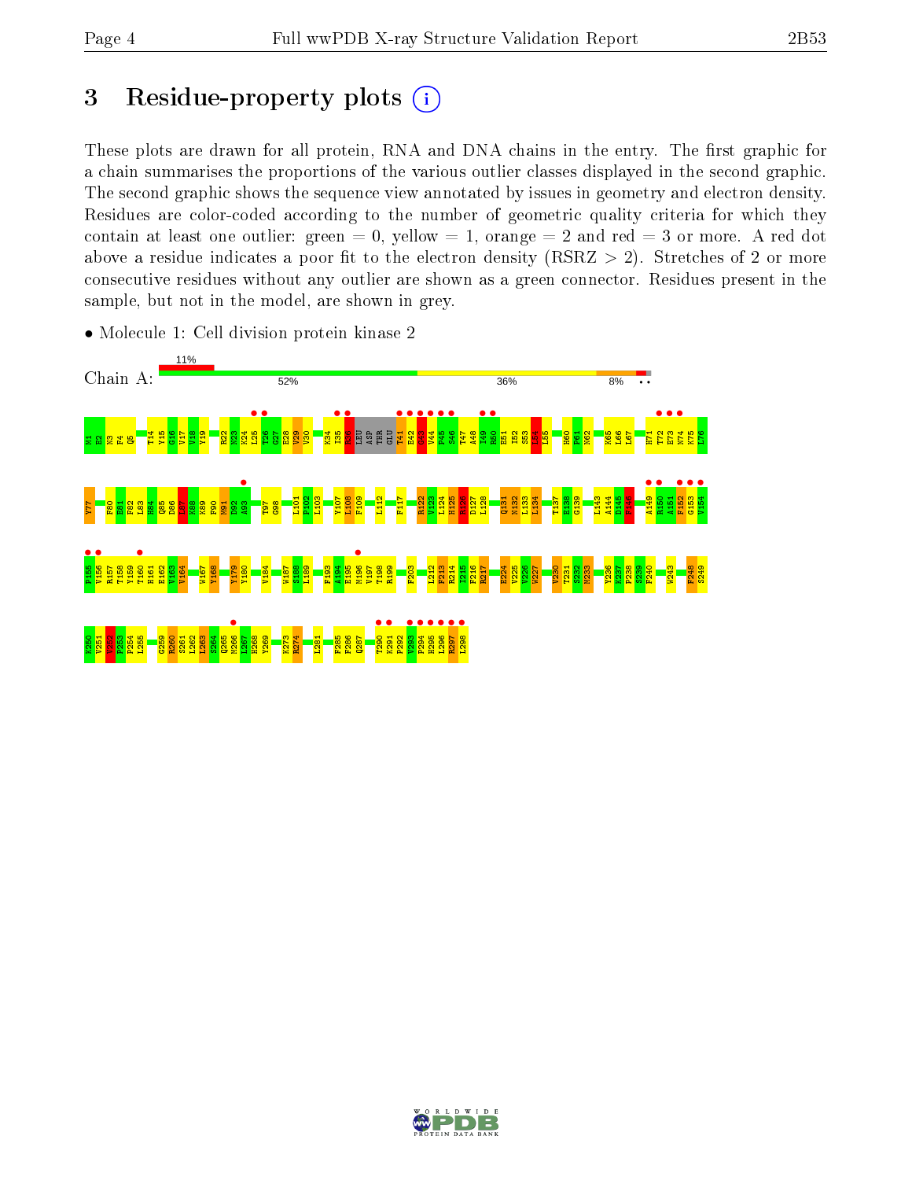# 3 Residue-property plots

These plots are drawn for all protein, RNA and DNA chains in the entry. The first graphic for a chain summarises the proportions of the various outlier classes displayed in the second graphic. The second graphic shows the sequence view annotated by issues in geometry and electron density. Residues are color-coded according to the number of geometric quality criteria for which they contain at least one outlier: green = 0, yellow = 1, orange = 2 and red = 3 or more. A red dot above a residue indicates a poor fit to the electron density (RSRZ > 2). Stretches of 2 or more consecutive residues without any outlier are shown as a green connector. Residues present in the sample, but not in the model, are shown in grey.

- Molecule 1: Cell division protein kinase 2

Chain A: 11% | 52% | 36% | 8% | • •

M1 E2 N3 F4 Q5 T14 Y15 G16 V17 V18 Y19 R22 N23 K24 L25 T26 G27 E28 V29 V30 K34 I35 R36 LEU ASP THR GLU T41 E42 G43 V44 P45 S46 T47 A48 I49 R50 E51 I52 S53 L54 L55 H60 P61 N62 K65 L66 L67 H71 T72 E73 N74 K75 L76

Y77 F80 E81 F82 L83 H84 Q85 D86 L87 K88 K89 F90 M91 D92 A93 T97 G98 L101 P102 L103 Y107 L108 F109 L112 F117 R122 V123 L124 H125 R126 D127 L128 Q131 N132 L133 L134 T137 E138 G139 L143 A144 D145 F146 A149 R150 A151 F152 G153 V154

P155 V156 R157 T158 Y159 T160 H161 E162 V163 V164 W167 Y168 Y179 Y180 V184 W187 S188 L189 F193 A194 E195 M196 V197 T198 R199 F203 L212 F213 R214 I215 F216 R217 E224 V225 W226 W227 V230 T231 S232 M233 Y236 K237 P238 S239 F240 W243 F248 S249

K250 V251 V252 P253 P254 L255 G259 R260 S261 L262 L263 S264 Q265 M266 L267 H268 Y269 K273 R274 L281 F285 F286 Q287 T290 K291 P292 V293 P294 H295 L296 R297 L298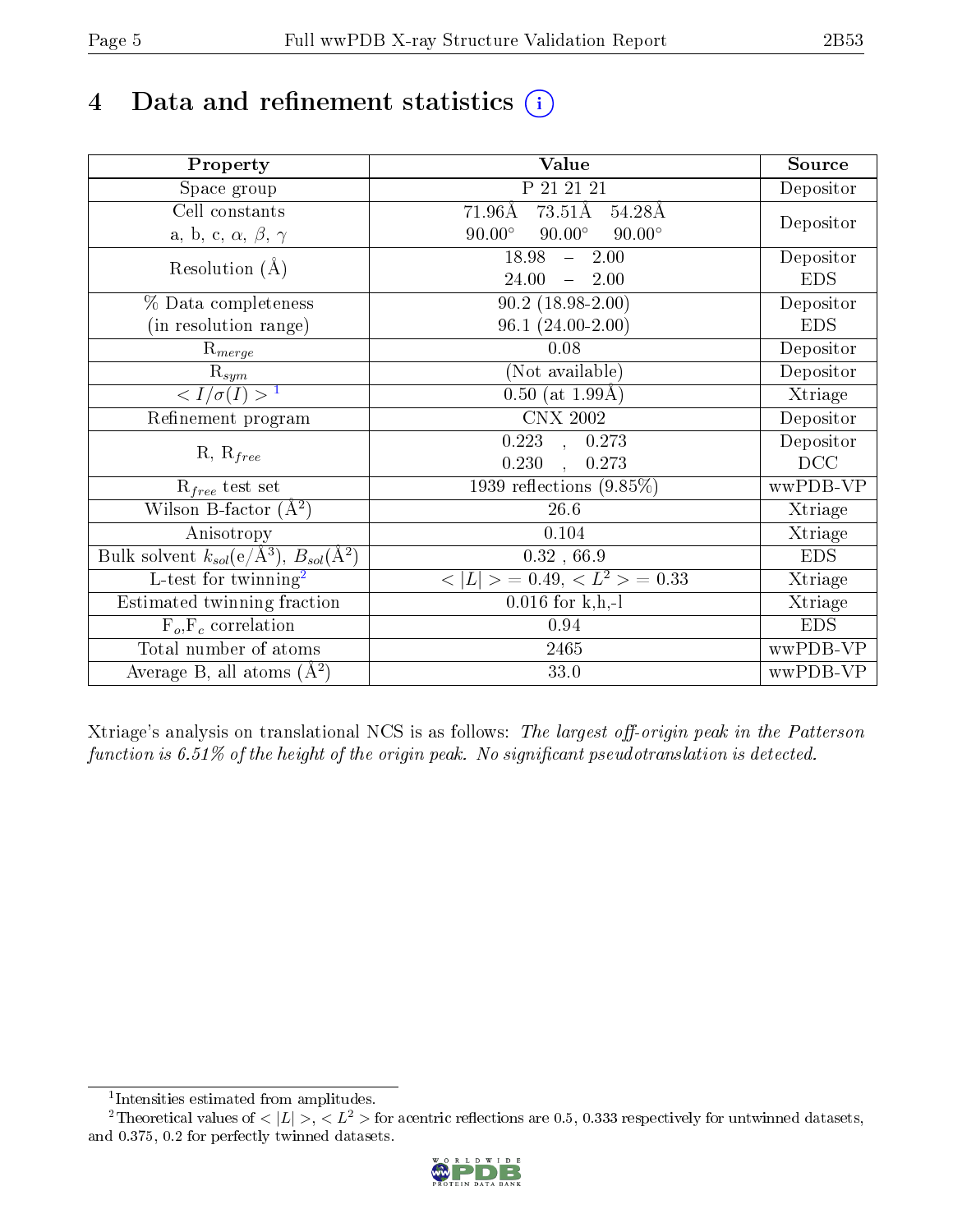# 4 Data and refinement statistics

| Property | Value | Source |
|---|---|---|
| Space group | P 21 21 21 | Depositor |
| Cell constants<br>a, b, c, $\alpha$, $\beta$, $\gamma$ | 71.96Å 73.51Å 54.28Å<br>90.00° 90.00° 90.00° | Depositor |
| Resolution (Å) | 18.98 – 2.00<br>24.00 – 2.00 | Depositor<br>EDS |
| % Data completeness<br>(in resolution range) | 90.2 (18.98-2.00)<br>96.1 (24.00-2.00) | Depositor<br>EDS |
| $R_{merge}$ | 0.08 | Depositor |
| $R_{sym}$ | (Not available) | Depositor |
| $< I/\sigma(I) >$ [1] | 0.50 (at 1.99Å) | Xtriage |
| Refinement program | CNX 2002 | Depositor |
| R, $R_{free}$ | 0.223 , 0.273<br>0.230 , 0.273 | Depositor<br>DCC |
| $R_{free}$ test set | 1939 reflections (9.85%) | wwPDB-VP |
| Wilson B-factor (Å$^2$) | 26.6 | Xtriage |
| Anisotropy | 0.104 | Xtriage |
| Bulk solvent $k_{sol}$(e/Å$^3$), $B_{sol}$(Å$^2$) | 0.32 , 66.9 | EDS |
| L-test for twinning[2] | $< \|L\| >$ = 0.49, $< L^2 >$ = 0.33 | Xtriage |
| Estimated twinning fraction | 0.016 for k,h,-l | Xtriage |
| $F_o$,$F_c$ correlation | 0.94 | EDS |
| Total number of atoms | 2465 | wwPDB-VP |
| Average B, all atoms (Å$^2$) | 33.0 | wwPDB-VP |

Xtriage's analysis on translational NCS is as follows: *The largest off-origin peak in the Patterson function is 6.51% of the height of the origin peak. No significant pseudotranslation is detected.*

[1] Intensities estimated from amplitudes.

[2] Theoretical values of $< |L| >$, $< L^2 >$ for acentric reflections are 0.5, 0.333 respectively for untwinned datasets, and 0.375, 0.2 for perfectly twinned datasets.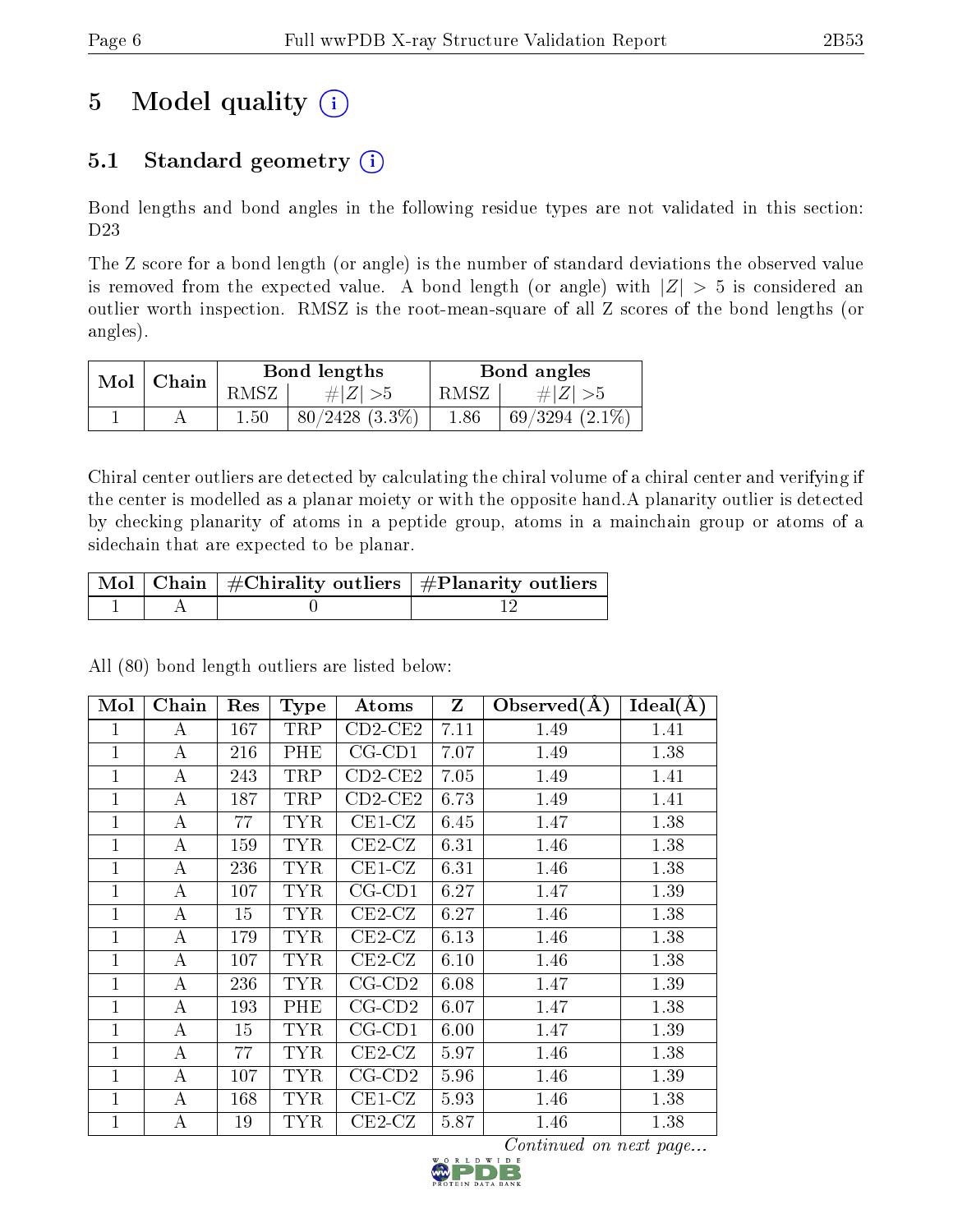# 5 Model quality (i)

## 5.1 Standard geometry (i)

Bond lengths and bond angles in the following residue types are not validated in this section: D23

The Z score for a bond length (or angle) is the number of standard deviations the observed value is removed from the expected value. A bond length (or angle) with $|Z| > 5$ is considered an outlier worth inspection. RMSZ is the root-mean-square of all Z scores of the bond lengths (or angles).

| Mol | Chain | Bond lengths | | Bond angles | |
|---|---|---|---|---|---|
| | | RMSZ | #$\|Z\|$ >5 | RMSZ | #$\|Z\|$ >5 |
| 1 | A | 1.50 | 80/2428 (3.3%) | 1.86 | 69/3294 (2.1%) |

Chiral center outliers are detected by calculating the chiral volume of a chiral center and verifying if the center is modelled as a planar moiety or with the opposite hand.A planarity outlier is detected by checking planarity of atoms in a peptide group, atoms in a mainchain group or atoms of a sidechain that are expected to be planar.

| Mol | Chain | #Chirality outliers | #Planarity outliers |
|---|---|---|---|
| 1 | A | 0 | 12 |

All (80) bond length outliers are listed below:

| Mol | Chain | Res | Type | Atoms | Z | Observed(Å) | Ideal(Å) |
|---|---|---|---|---|---|---|---|
| 1 | A | 167 | TRP | CD2-CE2 | 7.11 | 1.49 | 1.41 |
| 1 | A | 216 | PHE | CG-CD1 | 7.07 | 1.49 | 1.38 |
| 1 | A | 243 | TRP | CD2-CE2 | 7.05 | 1.49 | 1.41 |
| 1 | A | 187 | TRP | CD2-CE2 | 6.73 | 1.49 | 1.41 |
| 1 | A | 77 | TYR | CE1-CZ | 6.45 | 1.47 | 1.38 |
| 1 | A | 159 | TYR | CE2-CZ | 6.31 | 1.46 | 1.38 |
| 1 | A | 236 | TYR | CE1-CZ | 6.31 | 1.46 | 1.38 |
| 1 | A | 107 | TYR | CG-CD1 | 6.27 | 1.47 | 1.39 |
| 1 | A | 15 | TYR | CE2-CZ | 6.27 | 1.46 | 1.38 |
| 1 | A | 179 | TYR | CE2-CZ | 6.13 | 1.46 | 1.38 |
| 1 | A | 107 | TYR | CE2-CZ | 6.10 | 1.46 | 1.38 |
| 1 | A | 236 | TYR | CG-CD2 | 6.08 | 1.47 | 1.39 |
| 1 | A | 193 | PHE | CG-CD2 | 6.07 | 1.47 | 1.38 |
| 1 | A | 15 | TYR | CG-CD1 | 6.00 | 1.47 | 1.39 |
| 1 | A | 77 | TYR | CE2-CZ | 5.97 | 1.46 | 1.38 |
| 1 | A | 107 | TYR | CG-CD2 | 5.96 | 1.46 | 1.39 |
| 1 | A | 168 | TYR | CE1-CZ | 5.93 | 1.46 | 1.38 |
| 1 | A | 19 | TYR | CE2-CZ | 5.87 | 1.46 | 1.38 |

*Continued on next page...*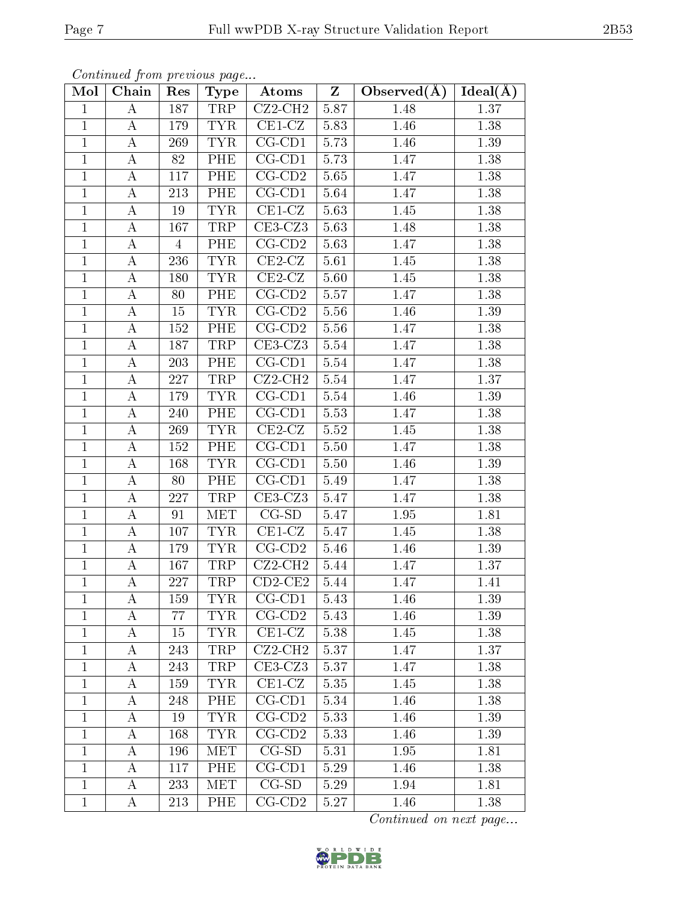*Continued from previous page...*

| Mol | Chain | Res | Type | Atoms | Z | Observed(Å) | Ideal(Å) |
|---|---|---|---|---|---|---|---|
| 1 | A | 187 | TRP | CZ2-CH2 | 5.87 | 1.48 | 1.37 |
| 1 | A | 179 | TYR | CE1-CZ | 5.83 | 1.46 | 1.38 |
| 1 | A | 269 | TYR | CG-CD1 | 5.73 | 1.46 | 1.39 |
| 1 | A | 82 | PHE | CG-CD1 | 5.73 | 1.47 | 1.38 |
| 1 | A | 117 | PHE | CG-CD2 | 5.65 | 1.47 | 1.38 |
| 1 | A | 213 | PHE | CG-CD1 | 5.64 | 1.47 | 1.38 |
| 1 | A | 19 | TYR | CE1-CZ | 5.63 | 1.45 | 1.38 |
| 1 | A | 167 | TRP | CE3-CZ3 | 5.63 | 1.48 | 1.38 |
| 1 | A | 4 | PHE | CG-CD2 | 5.63 | 1.47 | 1.38 |
| 1 | A | 236 | TYR | CE2-CZ | 5.61 | 1.45 | 1.38 |
| 1 | A | 180 | TYR | CE2-CZ | 5.60 | 1.45 | 1.38 |
| 1 | A | 80 | PHE | CG-CD2 | 5.57 | 1.47 | 1.38 |
| 1 | A | 15 | TYR | CG-CD2 | 5.56 | 1.46 | 1.39 |
| 1 | A | 152 | PHE | CG-CD2 | 5.56 | 1.47 | 1.38 |
| 1 | A | 187 | TRP | CE3-CZ3 | 5.54 | 1.47 | 1.38 |
| 1 | A | 203 | PHE | CG-CD1 | 5.54 | 1.47 | 1.38 |
| 1 | A | 227 | TRP | CZ2-CH2 | 5.54 | 1.47 | 1.37 |
| 1 | A | 179 | TYR | CG-CD1 | 5.54 | 1.46 | 1.39 |
| 1 | A | 240 | PHE | CG-CD1 | 5.53 | 1.47 | 1.38 |
| 1 | A | 269 | TYR | CE2-CZ | 5.52 | 1.45 | 1.38 |
| 1 | A | 152 | PHE | CG-CD1 | 5.50 | 1.47 | 1.38 |
| 1 | A | 168 | TYR | CG-CD1 | 5.50 | 1.46 | 1.39 |
| 1 | A | 80 | PHE | CG-CD1 | 5.49 | 1.47 | 1.38 |
| 1 | A | 227 | TRP | CE3-CZ3 | 5.47 | 1.47 | 1.38 |
| 1 | A | 91 | MET | CG-SD | 5.47 | 1.95 | 1.81 |
| 1 | A | 107 | TYR | CE1-CZ | 5.47 | 1.45 | 1.38 |
| 1 | A | 179 | TYR | CG-CD2 | 5.46 | 1.46 | 1.39 |
| 1 | A | 167 | TRP | CZ2-CH2 | 5.44 | 1.47 | 1.37 |
| 1 | A | 227 | TRP | CD2-CE2 | 5.44 | 1.47 | 1.41 |
| 1 | A | 159 | TYR | CG-CD1 | 5.43 | 1.46 | 1.39 |
| 1 | A | 77 | TYR | CG-CD2 | 5.43 | 1.46 | 1.39 |
| 1 | A | 15 | TYR | CE1-CZ | 5.38 | 1.45 | 1.38 |
| 1 | A | 243 | TRP | CZ2-CH2 | 5.37 | 1.47 | 1.37 |
| 1 | A | 243 | TRP | CE3-CZ3 | 5.37 | 1.47 | 1.38 |
| 1 | A | 159 | TYR | CE1-CZ | 5.35 | 1.45 | 1.38 |
| 1 | A | 248 | PHE | CG-CD1 | 5.34 | 1.46 | 1.38 |
| 1 | A | 19 | TYR | CG-CD2 | 5.33 | 1.46 | 1.39 |
| 1 | A | 168 | TYR | CG-CD2 | 5.33 | 1.46 | 1.39 |
| 1 | A | 196 | MET | CG-SD | 5.31 | 1.95 | 1.81 |
| 1 | A | 117 | PHE | CG-CD1 | 5.29 | 1.46 | 1.38 |
| 1 | A | 233 | MET | CG-SD | 5.29 | 1.94 | 1.81 |
| 1 | A | 213 | PHE | CG-CD2 | 5.27 | 1.46 | 1.38 |

*Continued on next page...*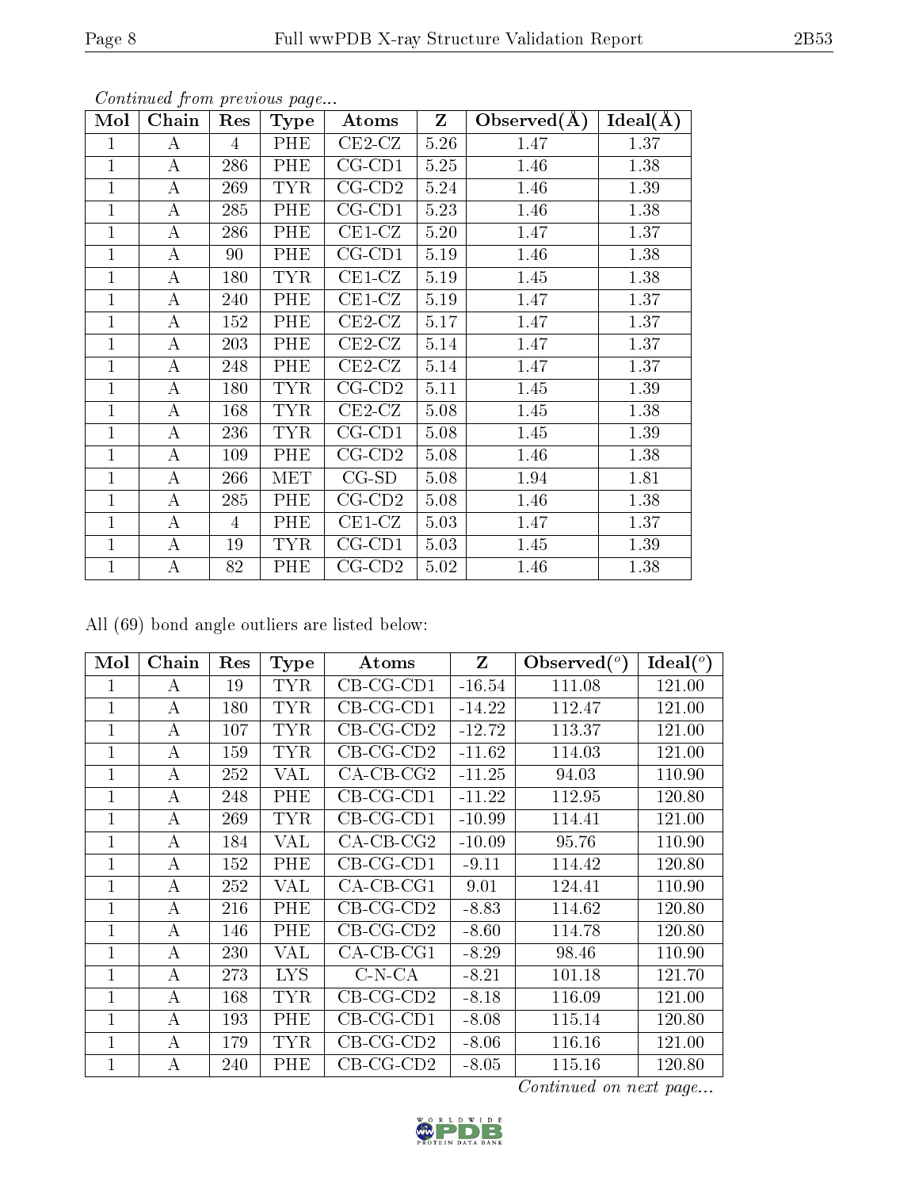*Continued from previous page...*

| Mol | Chain | Res | Type | Atoms | Z | Observed(Å) | Ideal(Å) |
|---|---|---|---|---|---|---|---|
| 1 | A | 4 | PHE | CE2-CZ | 5.26 | 1.47 | 1.37 |
| 1 | A | 286 | PHE | CG-CD1 | 5.25 | 1.46 | 1.38 |
| 1 | A | 269 | TYR | CG-CD2 | 5.24 | 1.46 | 1.39 |
| 1 | A | 285 | PHE | CG-CD1 | 5.23 | 1.46 | 1.38 |
| 1 | A | 286 | PHE | CE1-CZ | 5.20 | 1.47 | 1.37 |
| 1 | A | 90 | PHE | CG-CD1 | 5.19 | 1.46 | 1.38 |
| 1 | A | 180 | TYR | CE1-CZ | 5.19 | 1.45 | 1.38 |
| 1 | A | 240 | PHE | CE1-CZ | 5.19 | 1.47 | 1.37 |
| 1 | A | 152 | PHE | CE2-CZ | 5.17 | 1.47 | 1.37 |
| 1 | A | 203 | PHE | CE2-CZ | 5.14 | 1.47 | 1.37 |
| 1 | A | 248 | PHE | CE2-CZ | 5.14 | 1.47 | 1.37 |
| 1 | A | 180 | TYR | CG-CD2 | 5.11 | 1.45 | 1.39 |
| 1 | A | 168 | TYR | CE2-CZ | 5.08 | 1.45 | 1.38 |
| 1 | A | 236 | TYR | CG-CD1 | 5.08 | 1.45 | 1.39 |
| 1 | A | 109 | PHE | CG-CD2 | 5.08 | 1.46 | 1.38 |
| 1 | A | 266 | MET | CG-SD | 5.08 | 1.94 | 1.81 |
| 1 | A | 285 | PHE | CG-CD2 | 5.08 | 1.46 | 1.38 |
| 1 | A | 4 | PHE | CE1-CZ | 5.03 | 1.47 | 1.37 |
| 1 | A | 19 | TYR | CG-CD1 | 5.03 | 1.45 | 1.39 |
| 1 | A | 82 | PHE | CG-CD2 | 5.02 | 1.46 | 1.38 |

All (69) bond angle outliers are listed below:

| Mol | Chain | Res | Type | Atoms | Z | Observed(°) | Ideal(°) |
|---|---|---|---|---|---|---|---|
| 1 | A | 19 | TYR | CB-CG-CD1 | -16.54 | 111.08 | 121.00 |
| 1 | A | 180 | TYR | CB-CG-CD1 | -14.22 | 112.47 | 121.00 |
| 1 | A | 107 | TYR | CB-CG-CD2 | -12.72 | 113.37 | 121.00 |
| 1 | A | 159 | TYR | CB-CG-CD2 | -11.62 | 114.03 | 121.00 |
| 1 | A | 252 | VAL | CA-CB-CG2 | -11.25 | 94.03 | 110.90 |
| 1 | A | 248 | PHE | CB-CG-CD1 | -11.22 | 112.95 | 120.80 |
| 1 | A | 269 | TYR | CB-CG-CD1 | -10.99 | 114.41 | 121.00 |
| 1 | A | 184 | VAL | CA-CB-CG2 | -10.09 | 95.76 | 110.90 |
| 1 | A | 152 | PHE | CB-CG-CD1 | -9.11 | 114.42 | 120.80 |
| 1 | A | 252 | VAL | CA-CB-CG1 | 9.01 | 124.41 | 110.90 |
| 1 | A | 216 | PHE | CB-CG-CD2 | -8.83 | 114.62 | 120.80 |
| 1 | A | 146 | PHE | CB-CG-CD2 | -8.60 | 114.78 | 120.80 |
| 1 | A | 230 | VAL | CA-CB-CG1 | -8.29 | 98.46 | 110.90 |
| 1 | A | 273 | LYS | C-N-CA | -8.21 | 101.18 | 121.70 |
| 1 | A | 168 | TYR | CB-CG-CD2 | -8.18 | 116.09 | 121.00 |
| 1 | A | 193 | PHE | CB-CG-CD1 | -8.08 | 115.14 | 120.80 |
| 1 | A | 179 | TYR | CB-CG-CD2 | -8.06 | 116.16 | 121.00 |
| 1 | A | 240 | PHE | CB-CG-CD2 | -8.05 | 115.16 | 120.80 |

*Continued on next page...*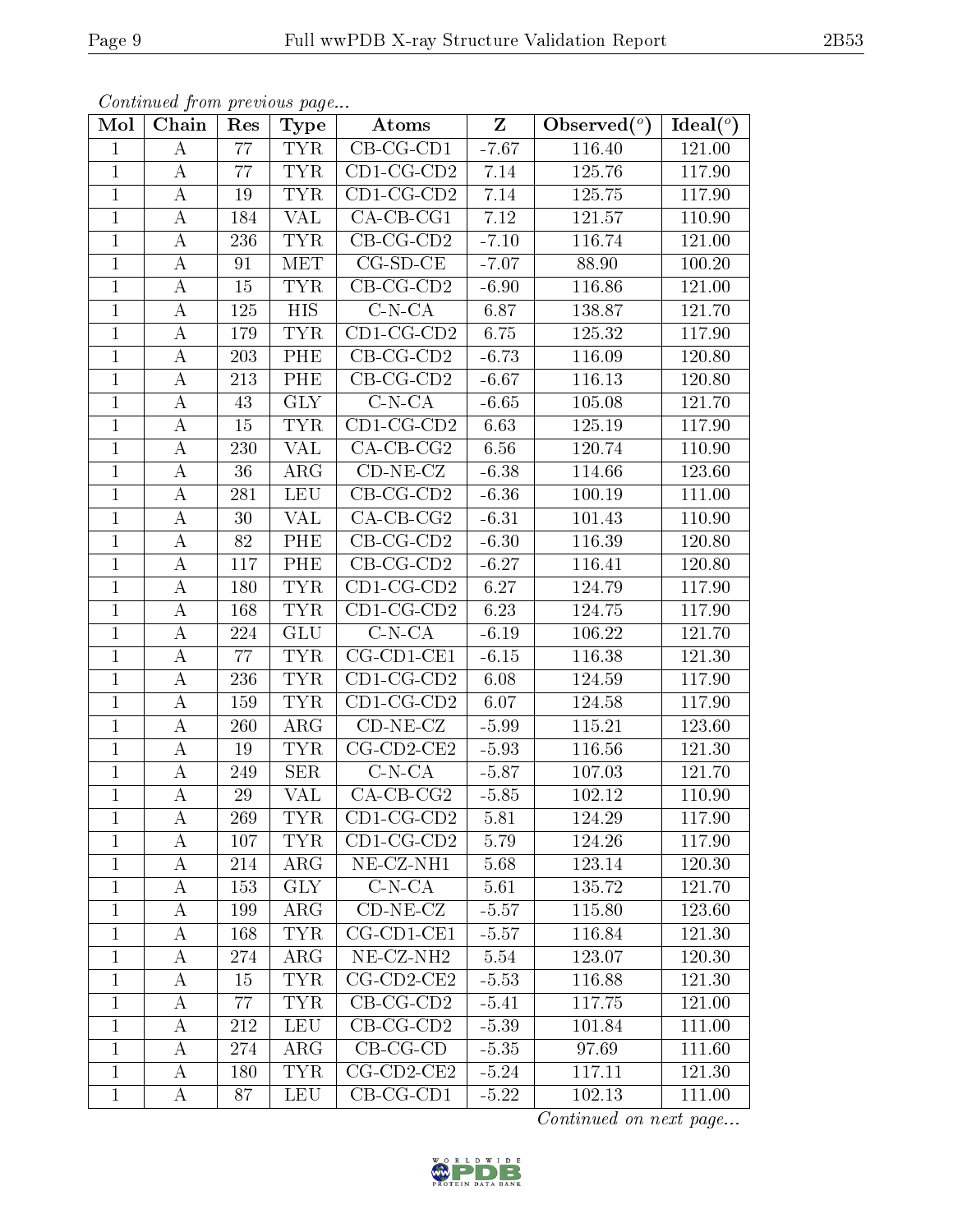*Continued from previous page...*

| Mol | Chain | Res | Type | Atoms | Z | Observed(°) | Ideal(°) |
|---|---|---|---|---|---|---|---|
| 1 | A | 77 | TYR | CB-CG-CD1 | -7.67 | 116.40 | 121.00 |
| 1 | A | 77 | TYR | CD1-CG-CD2 | 7.14 | 125.76 | 117.90 |
| 1 | A | 19 | TYR | CD1-CG-CD2 | 7.14 | 125.75 | 117.90 |
| 1 | A | 184 | VAL | CA-CB-CG1 | 7.12 | 121.57 | 110.90 |
| 1 | A | 236 | TYR | CB-CG-CD2 | -7.10 | 116.74 | 121.00 |
| 1 | A | 91 | MET | CG-SD-CE | -7.07 | 88.90 | 100.20 |
| 1 | A | 15 | TYR | CB-CG-CD2 | -6.90 | 116.86 | 121.00 |
| 1 | A | 125 | HIS | C-N-CA | 6.87 | 138.87 | 121.70 |
| 1 | A | 179 | TYR | CD1-CG-CD2 | 6.75 | 125.32 | 117.90 |
| 1 | A | 203 | PHE | CB-CG-CD2 | -6.73 | 116.09 | 120.80 |
| 1 | A | 213 | PHE | CB-CG-CD2 | -6.67 | 116.13 | 120.80 |
| 1 | A | 43 | GLY | C-N-CA | -6.65 | 105.08 | 121.70 |
| 1 | A | 15 | TYR | CD1-CG-CD2 | 6.63 | 125.19 | 117.90 |
| 1 | A | 230 | VAL | CA-CB-CG2 | 6.56 | 120.74 | 110.90 |
| 1 | A | 36 | ARG | CD-NE-CZ | -6.38 | 114.66 | 123.60 |
| 1 | A | 281 | LEU | CB-CG-CD2 | -6.36 | 100.19 | 111.00 |
| 1 | A | 30 | VAL | CA-CB-CG2 | -6.31 | 101.43 | 110.90 |
| 1 | A | 82 | PHE | CB-CG-CD2 | -6.30 | 116.39 | 120.80 |
| 1 | A | 117 | PHE | CB-CG-CD2 | -6.27 | 116.41 | 120.80 |
| 1 | A | 180 | TYR | CD1-CG-CD2 | 6.27 | 124.79 | 117.90 |
| 1 | A | 168 | TYR | CD1-CG-CD2 | 6.23 | 124.75 | 117.90 |
| 1 | A | 224 | GLU | C-N-CA | -6.19 | 106.22 | 121.70 |
| 1 | A | 77 | TYR | CG-CD1-CE1 | -6.15 | 116.38 | 121.30 |
| 1 | A | 236 | TYR | CD1-CG-CD2 | 6.08 | 124.59 | 117.90 |
| 1 | A | 159 | TYR | CD1-CG-CD2 | 6.07 | 124.58 | 117.90 |
| 1 | A | 260 | ARG | CD-NE-CZ | -5.99 | 115.21 | 123.60 |
| 1 | A | 19 | TYR | CG-CD2-CE2 | -5.93 | 116.56 | 121.30 |
| 1 | A | 249 | SER | C-N-CA | -5.87 | 107.03 | 121.70 |
| 1 | A | 29 | VAL | CA-CB-CG2 | -5.85 | 102.12 | 110.90 |
| 1 | A | 269 | TYR | CD1-CG-CD2 | 5.81 | 124.29 | 117.90 |
| 1 | A | 107 | TYR | CD1-CG-CD2 | 5.79 | 124.26 | 117.90 |
| 1 | A | 214 | ARG | NE-CZ-NH1 | 5.68 | 123.14 | 120.30 |
| 1 | A | 153 | GLY | C-N-CA | 5.61 | 135.72 | 121.70 |
| 1 | A | 199 | ARG | CD-NE-CZ | -5.57 | 115.80 | 123.60 |
| 1 | A | 168 | TYR | CG-CD1-CE1 | -5.57 | 116.84 | 121.30 |
| 1 | A | 274 | ARG | NE-CZ-NH2 | 5.54 | 123.07 | 120.30 |
| 1 | A | 15 | TYR | CG-CD2-CE2 | -5.53 | 116.88 | 121.30 |
| 1 | A | 77 | TYR | CB-CG-CD2 | -5.41 | 117.75 | 121.00 |
| 1 | A | 212 | LEU | CB-CG-CD2 | -5.39 | 101.84 | 111.00 |
| 1 | A | 274 | ARG | CB-CG-CD | -5.35 | 97.69 | 111.60 |
| 1 | A | 180 | TYR | CG-CD2-CE2 | -5.24 | 117.11 | 121.30 |
| 1 | A | 87 | LEU | CB-CG-CD1 | -5.22 | 102.13 | 111.00 |

*Continued on next page...*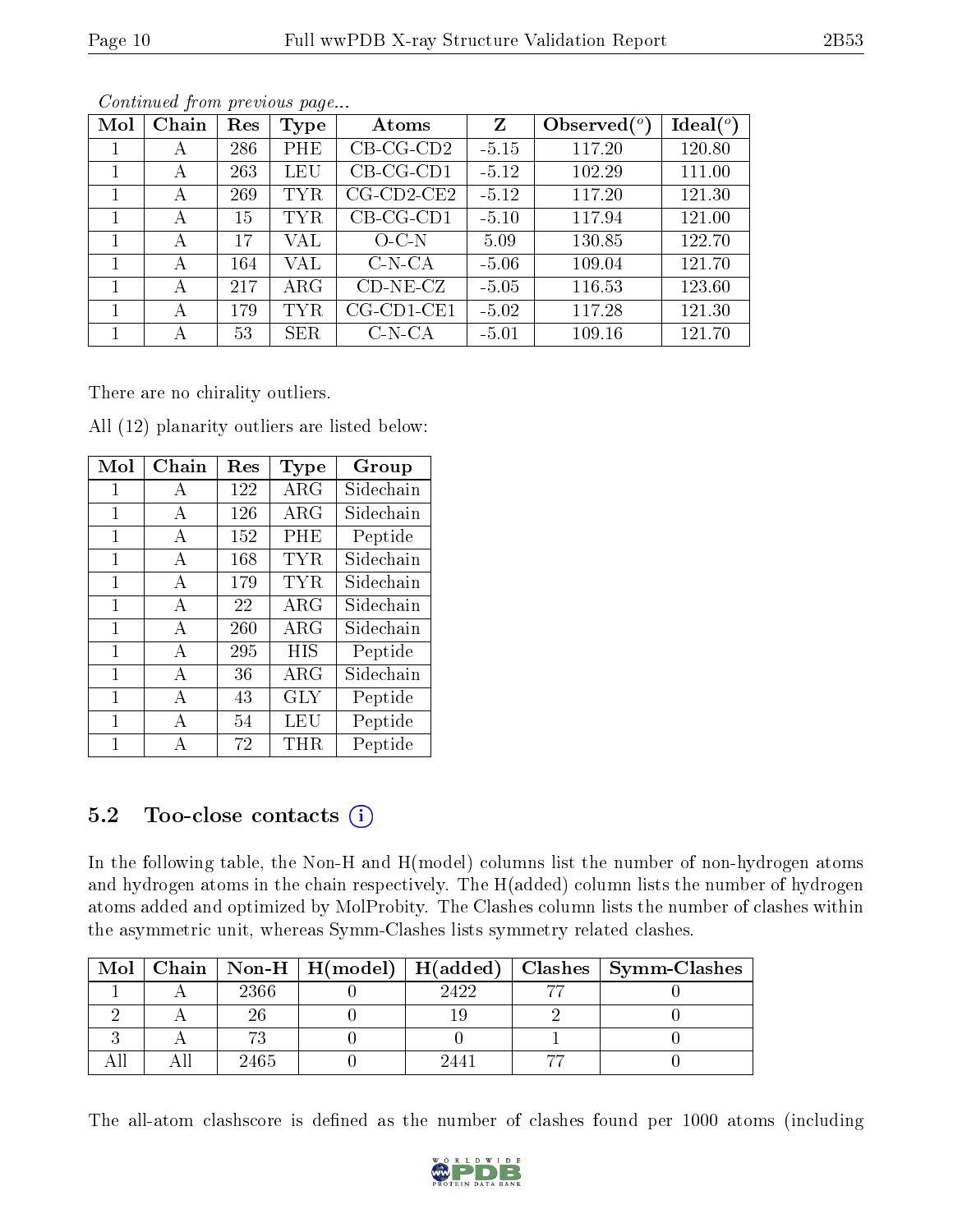*Continued from previous page...*

| Mol | Chain | Res | Type | Atoms | Z | Observed(°) | Ideal(°) |
|---|---|---|---|---|---|---|---|
| 1 | A | 286 | PHE | CB-CG-CD2 | -5.15 | 117.20 | 120.80 |
| 1 | A | 263 | LEU | CB-CG-CD1 | -5.12 | 102.29 | 111.00 |
| 1 | A | 269 | TYR | CG-CD2-CE2 | -5.12 | 117.20 | 121.30 |
| 1 | A | 15 | TYR | CB-CG-CD1 | -5.10 | 117.94 | 121.00 |
| 1 | A | 17 | VAL | O-C-N | 5.09 | 130.85 | 122.70 |
| 1 | A | 164 | VAL | C-N-CA | -5.06 | 109.04 | 121.70 |
| 1 | A | 217 | ARG | CD-NE-CZ | -5.05 | 116.53 | 123.60 |
| 1 | A | 179 | TYR | CG-CD1-CE1 | -5.02 | 117.28 | 121.30 |
| 1 | A | 53 | SER | C-N-CA | -5.01 | 109.16 | 121.70 |

There are no chirality outliers.

All (12) planarity outliers are listed below:

| Mol | Chain | Res | Type | Group |
|---|---|---|---|---|
| 1 | A | 122 | ARG | Sidechain |
| 1 | A | 126 | ARG | Sidechain |
| 1 | A | 152 | PHE | Peptide |
| 1 | A | 168 | TYR | Sidechain |
| 1 | A | 179 | TYR | Sidechain |
| 1 | A | 22 | ARG | Sidechain |
| 1 | A | 260 | ARG | Sidechain |
| 1 | A | 295 | HIS | Peptide |
| 1 | A | 36 | ARG | Sidechain |
| 1 | A | 43 | GLY | Peptide |
| 1 | A | 54 | LEU | Peptide |
| 1 | A | 72 | THR | Peptide |

### 5.2 Too-close contacts

In the following table, the Non-H and H(model) columns list the number of non-hydrogen atoms and hydrogen atoms in the chain respectively. The H(added) column lists the number of hydrogen atoms added and optimized by MolProbity. The Clashes column lists the number of clashes within the asymmetric unit, whereas Symm-Clashes lists symmetry related clashes.

| Mol | Chain | Non-H | H(model) | H(added) | Clashes | Symm-Clashes |
|---|---|---|---|---|---|---|
| 1 | A | 2366 | 0 | 2422 | 77 | 0 |
| 2 | A | 26 | 0 | 19 | 2 | 0 |
| 3 | A | 73 | 0 | 0 | 1 | 0 |
| All | All | 2465 | 0 | 2441 | 77 | 0 |

The all-atom clashscore is defined as the number of clashes found per 1000 atoms (including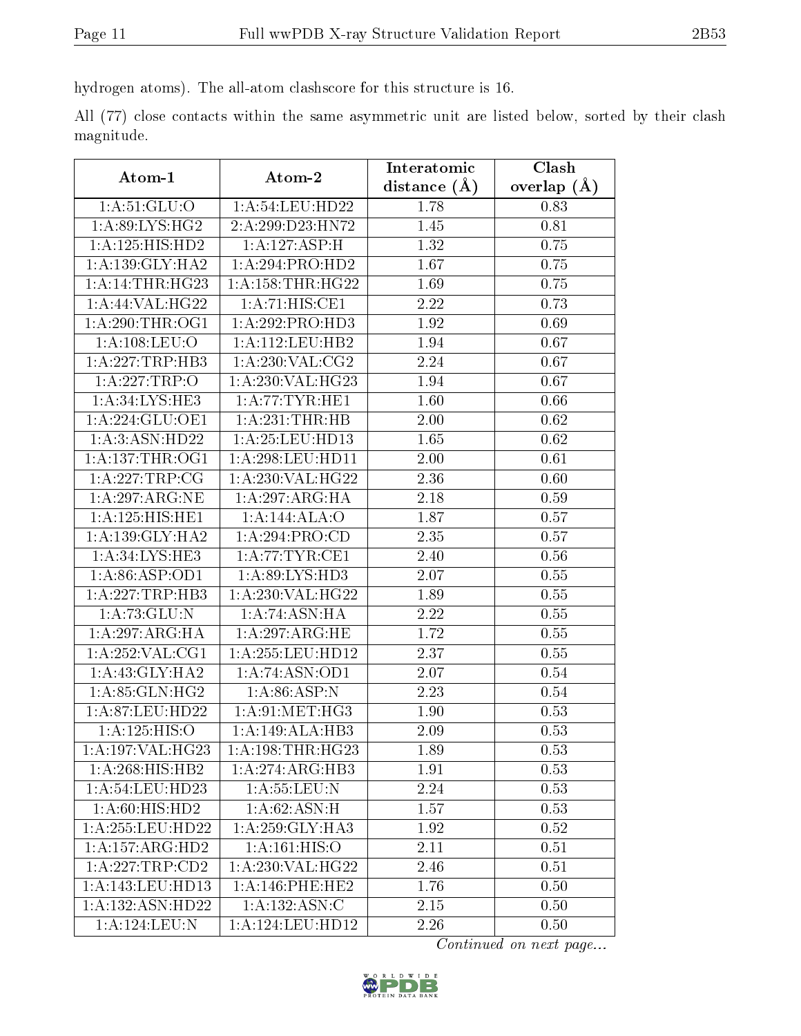hydrogen atoms). The all-atom clashscore for this structure is 16.

All (77) close contacts within the same asymmetric unit are listed below, sorted by their clash magnitude.

| Atom-1 | Atom-2 | Interatomic distance (Å) | Clash overlap (Å) |
|---|---|---|---|
| 1:A:51:GLU:O | 1:A:54:LEU:HD22 | 1.78 | 0.83 |
| 1:A:89:LYS:HG2 | 2:A:299:D23:HN72 | 1.45 | 0.81 |
| 1:A:125:HIS:HD2 | 1:A:127:ASP:H | 1.32 | 0.75 |
| 1:A:139:GLY:HA2 | 1:A:294:PRO:HD2 | 1.67 | 0.75 |
| 1:A:14:THR:HG23 | 1:A:158:THR:HG22 | 1.69 | 0.75 |
| 1:A:44:VAL:HG22 | 1:A:71:HIS:CE1 | 2.22 | 0.73 |
| 1:A:290:THR:OG1 | 1:A:292:PRO:HD3 | 1.92 | 0.69 |
| 1:A:108:LEU:O | 1:A:112:LEU:HB2 | 1.94 | 0.67 |
| 1:A:227:TRP:HB3 | 1:A:230:VAL:CG2 | 2.24 | 0.67 |
| 1:A:227:TRP:O | 1:A:230:VAL:HG23 | 1.94 | 0.67 |
| 1:A:34:LYS:HE3 | 1:A:77:TYR:HE1 | 1.60 | 0.66 |
| 1:A:224:GLU:OE1 | 1:A:231:THR:HB | 2.00 | 0.62 |
| 1:A:3:ASN:HD22 | 1:A:25:LEU:HD13 | 1.65 | 0.62 |
| 1:A:137:THR:OG1 | 1:A:298:LEU:HD11 | 2.00 | 0.61 |
| 1:A:227:TRP:CG | 1:A:230:VAL:HG22 | 2.36 | 0.60 |
| 1:A:297:ARG:NE | 1:A:297:ARG:HA | 2.18 | 0.59 |
| 1:A:125:HIS:HE1 | 1:A:144:ALA:O | 1.87 | 0.57 |
| 1:A:139:GLY:HA2 | 1:A:294:PRO:CD | 2.35 | 0.57 |
| 1:A:34:LYS:HE3 | 1:A:77:TYR:CE1 | 2.40 | 0.56 |
| 1:A:86:ASP:OD1 | 1:A:89:LYS:HD3 | 2.07 | 0.55 |
| 1:A:227:TRP:HB3 | 1:A:230:VAL:HG22 | 1.89 | 0.55 |
| 1:A:73:GLU:N | 1:A:74:ASN:HA | 2.22 | 0.55 |
| 1:A:297:ARG:HA | 1:A:297:ARG:HE | 1.72 | 0.55 |
| 1:A:252:VAL:CG1 | 1:A:255:LEU:HD12 | 2.37 | 0.55 |
| 1:A:43:GLY:HA2 | 1:A:74:ASN:OD1 | 2.07 | 0.54 |
| 1:A:85:GLN:HG2 | 1:A:86:ASP:N | 2.23 | 0.54 |
| 1:A:87:LEU:HD22 | 1:A:91:MET:HG3 | 1.90 | 0.53 |
| 1:A:125:HIS:O | 1:A:149:ALA:HB3 | 2.09 | 0.53 |
| 1:A:197:VAL:HG23 | 1:A:198:THR:HG23 | 1.89 | 0.53 |
| 1:A:268:HIS:HB2 | 1:A:274:ARG:HB3 | 1.91 | 0.53 |
| 1:A:54:LEU:HD23 | 1:A:55:LEU:N | 2.24 | 0.53 |
| 1:A:60:HIS:HD2 | 1:A:62:ASN:H | 1.57 | 0.53 |
| 1:A:255:LEU:HD22 | 1:A:259:GLY:HA3 | 1.92 | 0.52 |
| 1:A:157:ARG:HD2 | 1:A:161:HIS:O | 2.11 | 0.51 |
| 1:A:227:TRP:CD2 | 1:A:230:VAL:HG22 | 2.46 | 0.51 |
| 1:A:143:LEU:HD13 | 1:A:146:PHE:HE2 | 1.76 | 0.50 |
| 1:A:132:ASN:HD22 | 1:A:132:ASN:C | 2.15 | 0.50 |
| 1:A:124:LEU:N | 1:A:124:LEU:HD12 | 2.26 | 0.50 |

*Continued on next page...*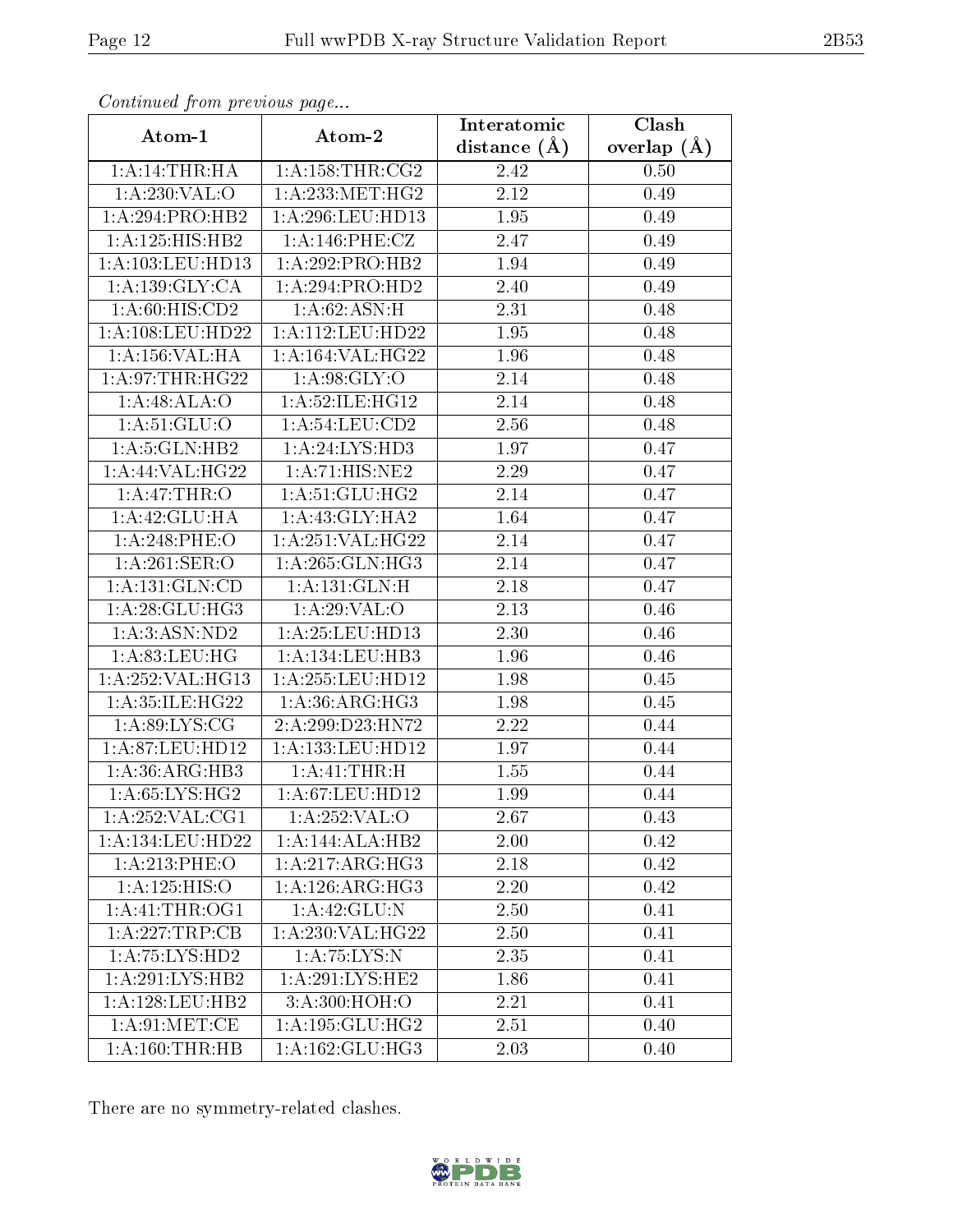*Continued from previous page...*

| Atom-1 | Atom-2 | Interatomic distance (Å) | Clash overlap (Å) |
|---|---|---|---|
| 1:A:14:THR:HA | 1:A:158:THR:CG2 | 2.42 | 0.50 |
| 1:A:230:VAL:O | 1:A:233:MET:HG2 | 2.12 | 0.49 |
| 1:A:294:PRO:HB2 | 1:A:296:LEU:HD13 | 1.95 | 0.49 |
| 1:A:125:HIS:HB2 | 1:A:146:PHE:CZ | 2.47 | 0.49 |
| 1:A:103:LEU:HD13 | 1:A:292:PRO:HB2 | 1.94 | 0.49 |
| 1:A:139:GLY:CA | 1:A:294:PRO:HD2 | 2.40 | 0.49 |
| 1:A:60:HIS:CD2 | 1:A:62:ASN:H | 2.31 | 0.48 |
| 1:A:108:LEU:HD22 | 1:A:112:LEU:HD22 | 1.95 | 0.48 |
| 1:A:156:VAL:HA | 1:A:164:VAL:HG22 | 1.96 | 0.48 |
| 1:A:97:THR:HG22 | 1:A:98:GLY:O | 2.14 | 0.48 |
| 1:A:48:ALA:O | 1:A:52:ILE:HG12 | 2.14 | 0.48 |
| 1:A:51:GLU:O | 1:A:54:LEU:CD2 | 2.56 | 0.48 |
| 1:A:5:GLN:HB2 | 1:A:24:LYS:HD3 | 1.97 | 0.47 |
| 1:A:44:VAL:HG22 | 1:A:71:HIS:NE2 | 2.29 | 0.47 |
| 1:A:47:THR:O | 1:A:51:GLU:HG2 | 2.14 | 0.47 |
| 1:A:42:GLU:HA | 1:A:43:GLY:HA2 | 1.64 | 0.47 |
| 1:A:248:PHE:O | 1:A:251:VAL:HG22 | 2.14 | 0.47 |
| 1:A:261:SER:O | 1:A:265:GLN:HG3 | 2.14 | 0.47 |
| 1:A:131:GLN:CD | 1:A:131:GLN:H | 2.18 | 0.47 |
| 1:A:28:GLU:HG3 | 1:A:29:VAL:O | 2.13 | 0.46 |
| 1:A:3:ASN:ND2 | 1:A:25:LEU:HD13 | 2.30 | 0.46 |
| 1:A:83:LEU:HG | 1:A:134:LEU:HB3 | 1.96 | 0.46 |
| 1:A:252:VAL:HG13 | 1:A:255:LEU:HD12 | 1.98 | 0.45 |
| 1:A:35:ILE:HG22 | 1:A:36:ARG:HG3 | 1.98 | 0.45 |
| 1:A:89:LYS:CG | 2:A:299:D23:HN72 | 2.22 | 0.44 |
| 1:A:87:LEU:HD12 | 1:A:133:LEU:HD12 | 1.97 | 0.44 |
| 1:A:36:ARG:HB3 | 1:A:41:THR:H | 1.55 | 0.44 |
| 1:A:65:LYS:HG2 | 1:A:67:LEU:HD12 | 1.99 | 0.44 |
| 1:A:252:VAL:CG1 | 1:A:252:VAL:O | 2.67 | 0.43 |
| 1:A:134:LEU:HD22 | 1:A:144:ALA:HB2 | 2.00 | 0.42 |
| 1:A:213:PHE:O | 1:A:217:ARG:HG3 | 2.18 | 0.42 |
| 1:A:125:HIS:O | 1:A:126:ARG:HG3 | 2.20 | 0.42 |
| 1:A:41:THR:OG1 | 1:A:42:GLU:N | 2.50 | 0.41 |
| 1:A:227:TRP:CB | 1:A:230:VAL:HG22 | 2.50 | 0.41 |
| 1:A:75:LYS:HD2 | 1:A:75:LYS:N | 2.35 | 0.41 |
| 1:A:291:LYS:HB2 | 1:A:291:LYS:HE2 | 1.86 | 0.41 |
| 1:A:128:LEU:HB2 | 3:A:300:HOH:O | 2.21 | 0.41 |
| 1:A:91:MET:CE | 1:A:195:GLU:HG2 | 2.51 | 0.40 |
| 1:A:160:THR:HB | 1:A:162:GLU:HG3 | 2.03 | 0.40 |

There are no symmetry-related clashes.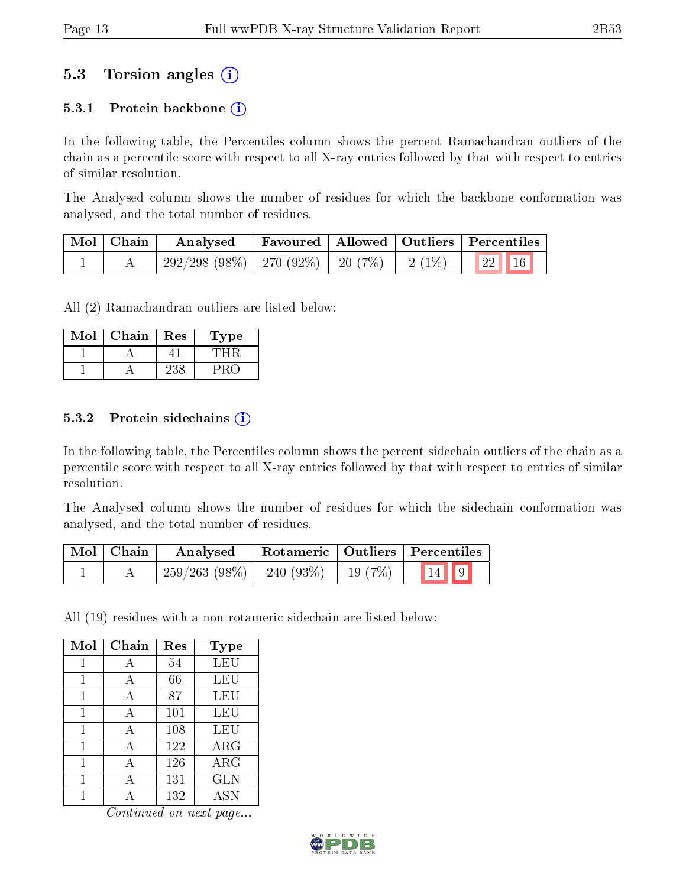## 5.3 Torsion angles (i)

### 5.3.1 Protein backbone (i)

In the following table, the Percentiles column shows the percent Ramachandran outliers of the chain as a percentile score with respect to all X-ray entries followed by that with respect to entries of similar resolution.

The Analysed column shows the number of residues for which the backbone conformation was analysed, and the total number of residues.

| Mol | Chain | Analysed | Favoured | Allowed | Outliers | Percentiles | |
|---|---|---|---|---|---|---|---|
| 1 | A | 292/298 (98%) | 270 (92%) | 20 (7%) | 2 (1%) | 22 | 16 |

All (2) Ramachandran outliers are listed below:

| Mol | Chain | Res | Type |
|---|---|---|---|
| 1 | A | 41 | THR |
| 1 | A | 238 | PRO |

### 5.3.2 Protein sidechains (i)

In the following table, the Percentiles column shows the percent sidechain outliers of the chain as a percentile score with respect to all X-ray entries followed by that with respect to entries of similar resolution.

The Analysed column shows the number of residues for which the sidechain conformation was analysed, and the total number of residues.

| Mol | Chain | Analysed | Rotameric | Outliers | Percentiles | |
|---|---|---|---|---|---|---|
| 1 | A | 259/263 (98%) | 240 (93%) | 19 (7%) | 14 | 9 |

All (19) residues with a non-rotameric sidechain are listed below:

| Mol | Chain | Res | Type |
|---|---|---|---|
| 1 | A | 54 | LEU |
| 1 | A | 66 | LEU |
| 1 | A | 87 | LEU |
| 1 | A | 101 | LEU |
| 1 | A | 108 | LEU |
| 1 | A | 122 | ARG |
| 1 | A | 126 | ARG |
| 1 | A | 131 | GLN |
| 1 | A | 132 | ASN |

*Continued on next page...*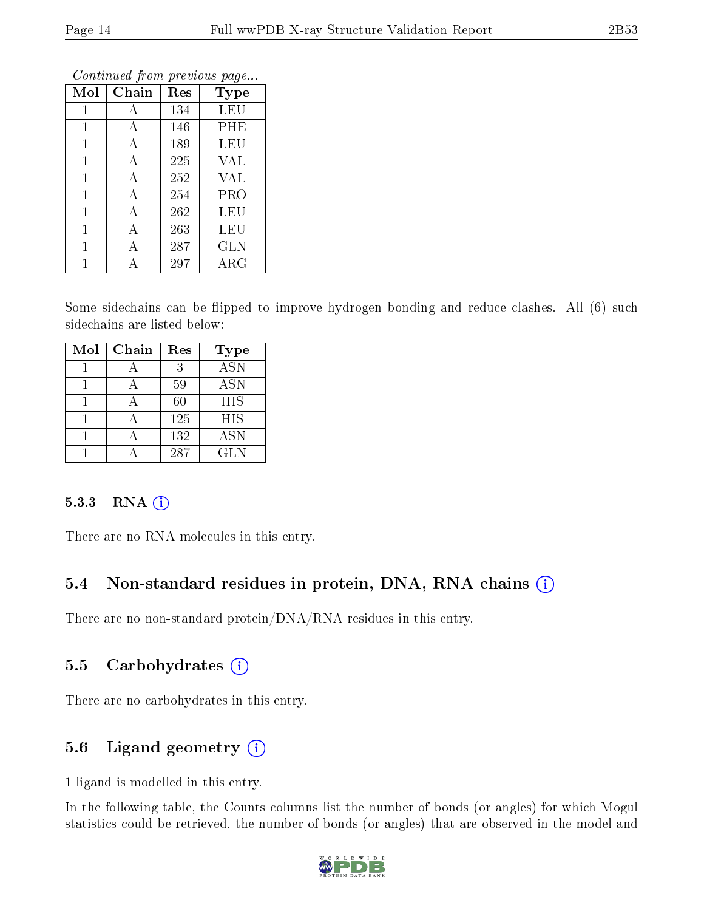*Continued from previous page...*

| Mol | Chain | Res | Type |
|---|---|---|---|
| 1 | A | 134 | LEU |
| 1 | A | 146 | PHE |
| 1 | A | 189 | LEU |
| 1 | A | 225 | VAL |
| 1 | A | 252 | VAL |
| 1 | A | 254 | PRO |
| 1 | A | 262 | LEU |
| 1 | A | 263 | LEU |
| 1 | A | 287 | GLN |
| 1 | A | 297 | ARG |

Some sidechains can be flipped to improve hydrogen bonding and reduce clashes. All (6) such sidechains are listed below:

| Mol | Chain | Res | Type |
|---|---|---|---|
| 1 | A | 3 | ASN |
| 1 | A | 59 | ASN |
| 1 | A | 60 | HIS |
| 1 | A | 125 | HIS |
| 1 | A | 132 | ASN |
| 1 | A | 287 | GLN |

#### 5.3.3 RNA

There are no RNA molecules in this entry.

### 5.4 Non-standard residues in protein, DNA, RNA chains

There are no non-standard protein/DNA/RNA residues in this entry.

### 5.5 Carbohydrates

There are no carbohydrates in this entry.

### 5.6 Ligand geometry

1 ligand is modelled in this entry.

In the following table, the Counts columns list the number of bonds (or angles) for which Mogul statistics could be retrieved, the number of bonds (or angles) that are observed in the model and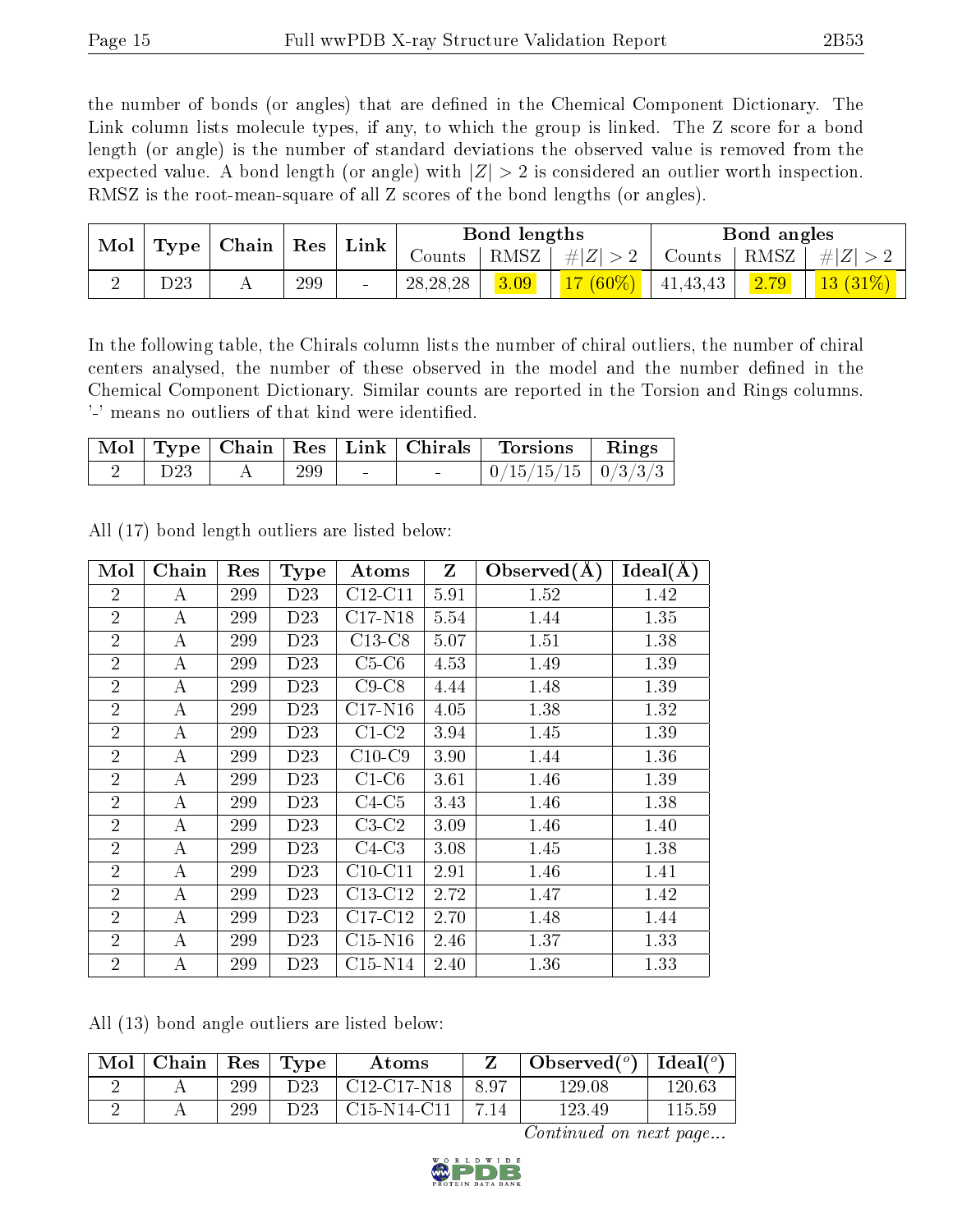the number of bonds (or angles) that are defined in the Chemical Component Dictionary. The Link column lists molecule types, if any, to which the group is linked. The Z score for a bond length (or angle) is the number of standard deviations the observed value is removed from the expected value. A bond length (or angle) with $|Z| > 2$ is considered an outlier worth inspection. RMSZ is the root-mean-square of all Z scores of the bond lengths (or angles).

| Mol | Type | Chain | Res | Link | Bond lengths | | | Bond angles | | |
|---|---|---|---|---|---|---|---|---|---|---|
| | | | | | Counts | RMSZ | $\#\|Z\| > 2$ | Counts | RMSZ | $\#\|Z\| > 2$ |
| 2 | D23 | A | 299 | - | 28,28,28 | 3.09 | 17 (60%) | 41,43,43 | 2.79 | 13 (31%) |

In the following table, the Chirals column lists the number of chiral outliers, the number of chiral centers analysed, the number of these observed in the model and the number defined in the Chemical Component Dictionary. Similar counts are reported in the Torsion and Rings columns. '-' means no outliers of that kind were identified.

| Mol | Type | Chain | Res | Link | Chirals | Torsions | Rings |
|---|---|---|---|---|---|---|---|
| 2 | D23 | A | 299 | - | - | 0/15/15/15 | 0/3/3/3 |

All (17) bond length outliers are listed below:

| Mol | Chain | Res | Type | Atoms | Z | Observed(Å) | Ideal(Å) |
|---|---|---|---|---|---|---|---|
| 2 | A | 299 | D23 | C12-C11 | 5.91 | 1.52 | 1.42 |
| 2 | A | 299 | D23 | C17-N18 | 5.54 | 1.44 | 1.35 |
| 2 | A | 299 | D23 | C13-C8 | 5.07 | 1.51 | 1.38 |
| 2 | A | 299 | D23 | C5-C6 | 4.53 | 1.49 | 1.39 |
| 2 | A | 299 | D23 | C9-C8 | 4.44 | 1.48 | 1.39 |
| 2 | A | 299 | D23 | C17-N16 | 4.05 | 1.38 | 1.32 |
| 2 | A | 299 | D23 | C1-C2 | 3.94 | 1.45 | 1.39 |
| 2 | A | 299 | D23 | C10-C9 | 3.90 | 1.44 | 1.36 |
| 2 | A | 299 | D23 | C1-C6 | 3.61 | 1.46 | 1.39 |
| 2 | A | 299 | D23 | C4-C5 | 3.43 | 1.46 | 1.38 |
| 2 | A | 299 | D23 | C3-C2 | 3.09 | 1.46 | 1.40 |
| 2 | A | 299 | D23 | C4-C3 | 3.08 | 1.45 | 1.38 |
| 2 | A | 299 | D23 | C10-C11 | 2.91 | 1.46 | 1.41 |
| 2 | A | 299 | D23 | C13-C12 | 2.72 | 1.47 | 1.42 |
| 2 | A | 299 | D23 | C17-C12 | 2.70 | 1.48 | 1.44 |
| 2 | A | 299 | D23 | C15-N16 | 2.46 | 1.37 | 1.33 |
| 2 | A | 299 | D23 | C15-N14 | 2.40 | 1.36 | 1.33 |

All (13) bond angle outliers are listed below:

| Mol | Chain | Res | Type | Atoms | Z | Observed(°) | Ideal(°) |
|---|---|---|---|---|---|---|---|
| 2 | A | 299 | D23 | C12-C17-N18 | 8.97 | 129.08 | 120.63 |
| 2 | A | 299 | D23 | C15-N14-C11 | 7.14 | 123.49 | 115.59 |

*Continued on next page...*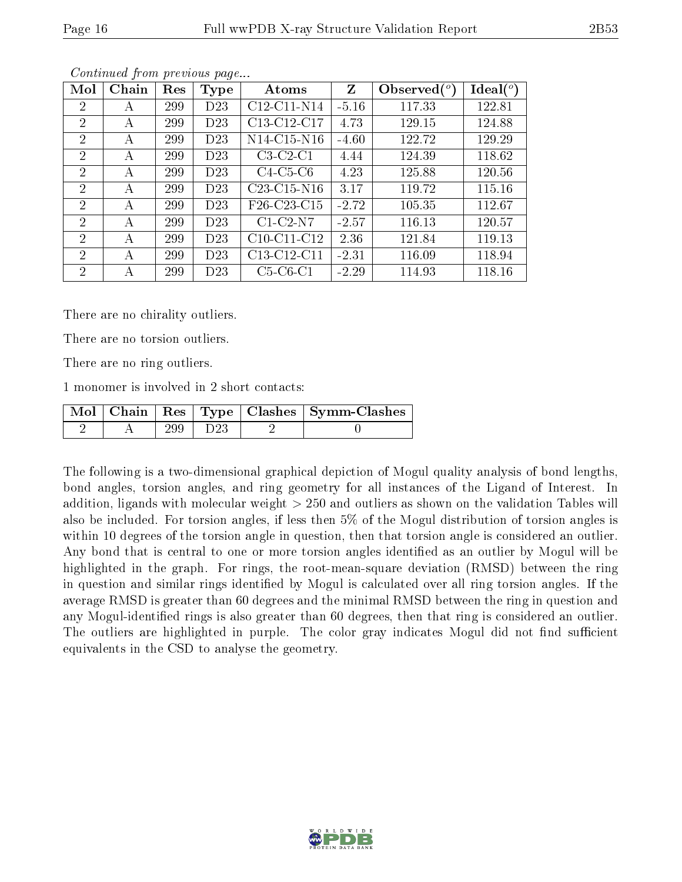*Continued from previous page...*

| Mol | Chain | Res | Type | Atoms | Z | Observed(°) | Ideal(°) |
|---|---|---|---|---|---|---|---|
| 2 | A | 299 | D23 | C12-C11-N14 | -5.16 | 117.33 | 122.81 |
| 2 | A | 299 | D23 | C13-C12-C17 | 4.73 | 129.15 | 124.88 |
| 2 | A | 299 | D23 | N14-C15-N16 | -4.60 | 122.72 | 129.29 |
| 2 | A | 299 | D23 | C3-C2-C1 | 4.44 | 124.39 | 118.62 |
| 2 | A | 299 | D23 | C4-C5-C6 | 4.23 | 125.88 | 120.56 |
| 2 | A | 299 | D23 | C23-C15-N16 | 3.17 | 119.72 | 115.16 |
| 2 | A | 299 | D23 | F26-C23-C15 | -2.72 | 105.35 | 112.67 |
| 2 | A | 299 | D23 | C1-C2-N7 | -2.57 | 116.13 | 120.57 |
| 2 | A | 299 | D23 | C10-C11-C12 | 2.36 | 121.84 | 119.13 |
| 2 | A | 299 | D23 | C13-C12-C11 | -2.31 | 116.09 | 118.94 |
| 2 | A | 299 | D23 | C5-C6-C1 | -2.29 | 114.93 | 118.16 |

There are no chirality outliers.

There are no torsion outliers.

There are no ring outliers.

1 monomer is involved in 2 short contacts:

| Mol | Chain | Res | Type | Clashes | Symm-Clashes |
|---|---|---|---|---|---|
| 2 | A | 299 | D23 | 2 | 0 |

The following is a two-dimensional graphical depiction of Mogul quality analysis of bond lengths, bond angles, torsion angles, and ring geometry for all instances of the Ligand of Interest. In addition, ligands with molecular weight > 250 and outliers as shown on the validation Tables will also be included. For torsion angles, if less then 5% of the Mogul distribution of torsion angles is within 10 degrees of the torsion angle in question, then that torsion angle is considered an outlier. Any bond that is central to one or more torsion angles identified as an outlier by Mogul will be highlighted in the graph. For rings, the root-mean-square deviation (RMSD) between the ring in question and similar rings identified by Mogul is calculated over all ring torsion angles. If the average RMSD is greater than 60 degrees and the minimal RMSD between the ring in question and any Mogul-identified rings is also greater than 60 degrees, then that ring is considered an outlier. The outliers are highlighted in purple. The color gray indicates Mogul did not find sufficient equivalents in the CSD to analyse the geometry.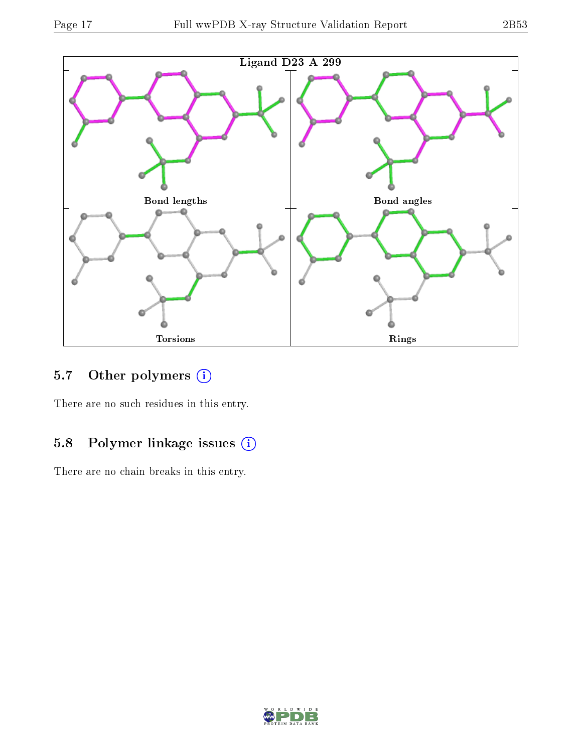Ligand D23 A 299

Bond lengths

Bond angles

Torsions

Rings

## 5.7 Other polymers (i)

There are no such residues in this entry.

## 5.8 Polymer linkage issues (i)

There are no chain breaks in this entry.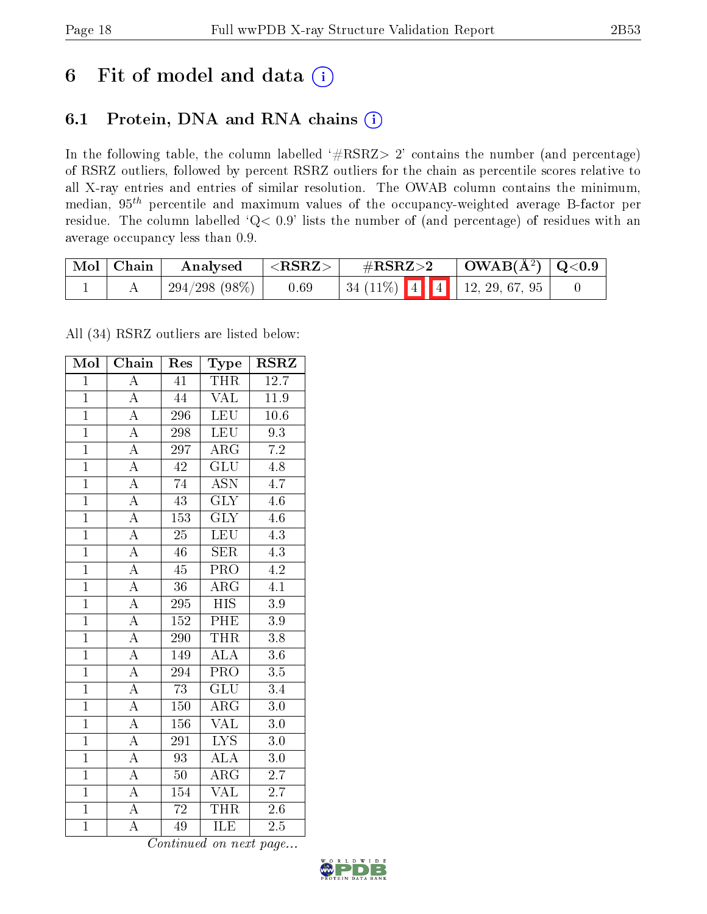# 6 Fit of model and data

## 6.1 Protein, DNA and RNA chains

In the following table, the column labelled '#RSRZ> 2' contains the number (and percentage) of RSRZ outliers, followed by percent RSRZ outliers for the chain as percentile scores relative to all X-ray entries and entries of similar resolution. The OWAB column contains the minimum, median, $95^{th}$ percentile and maximum values of the occupancy-weighted average B-factor per residue. The column labelled 'Q< 0.9' lists the number of (and percentage) of residues with an average occupancy less than 0.9.

| Mol | Chain | Analysed | <RSRZ> | #RSRZ>2 | OWAB($Å^2$) | Q<0.9 |
|---|---|---|---|---|---|---|
| 1 | A | 294/298 (98%) | 0.69 | 34 (11%) 4 4 | 12, 29, 67, 95 | 0 |

All (34) RSRZ outliers are listed below:

| Mol | Chain | Res | Type | RSRZ |
|---|---|---|---|---|
| 1 | A | 41 | THR | 12.7 |
| 1 | A | 44 | VAL | 11.9 |
| 1 | A | 296 | LEU | 10.6 |
| 1 | A | 298 | LEU | 9.3 |
| 1 | A | 297 | ARG | 7.2 |
| 1 | A | 42 | GLU | 4.8 |
| 1 | A | 74 | ASN | 4.7 |
| 1 | A | 43 | GLY | 4.6 |
| 1 | A | 153 | GLY | 4.6 |
| 1 | A | 25 | LEU | 4.3 |
| 1 | A | 46 | SER | 4.3 |
| 1 | A | 45 | PRO | 4.2 |
| 1 | A | 36 | ARG | 4.1 |
| 1 | A | 295 | HIS | 3.9 |
| 1 | A | 152 | PHE | 3.9 |
| 1 | A | 290 | THR | 3.8 |
| 1 | A | 149 | ALA | 3.6 |
| 1 | A | 294 | PRO | 3.5 |
| 1 | A | 73 | GLU | 3.4 |
| 1 | A | 150 | ARG | 3.0 |
| 1 | A | 156 | VAL | 3.0 |
| 1 | A | 291 | LYS | 3.0 |
| 1 | A | 93 | ALA | 3.0 |
| 1 | A | 50 | ARG | 2.7 |
| 1 | A | 154 | VAL | 2.7 |
| 1 | A | 72 | THR | 2.6 |
| 1 | A | 49 | ILE | 2.5 |

*Continued on next page...*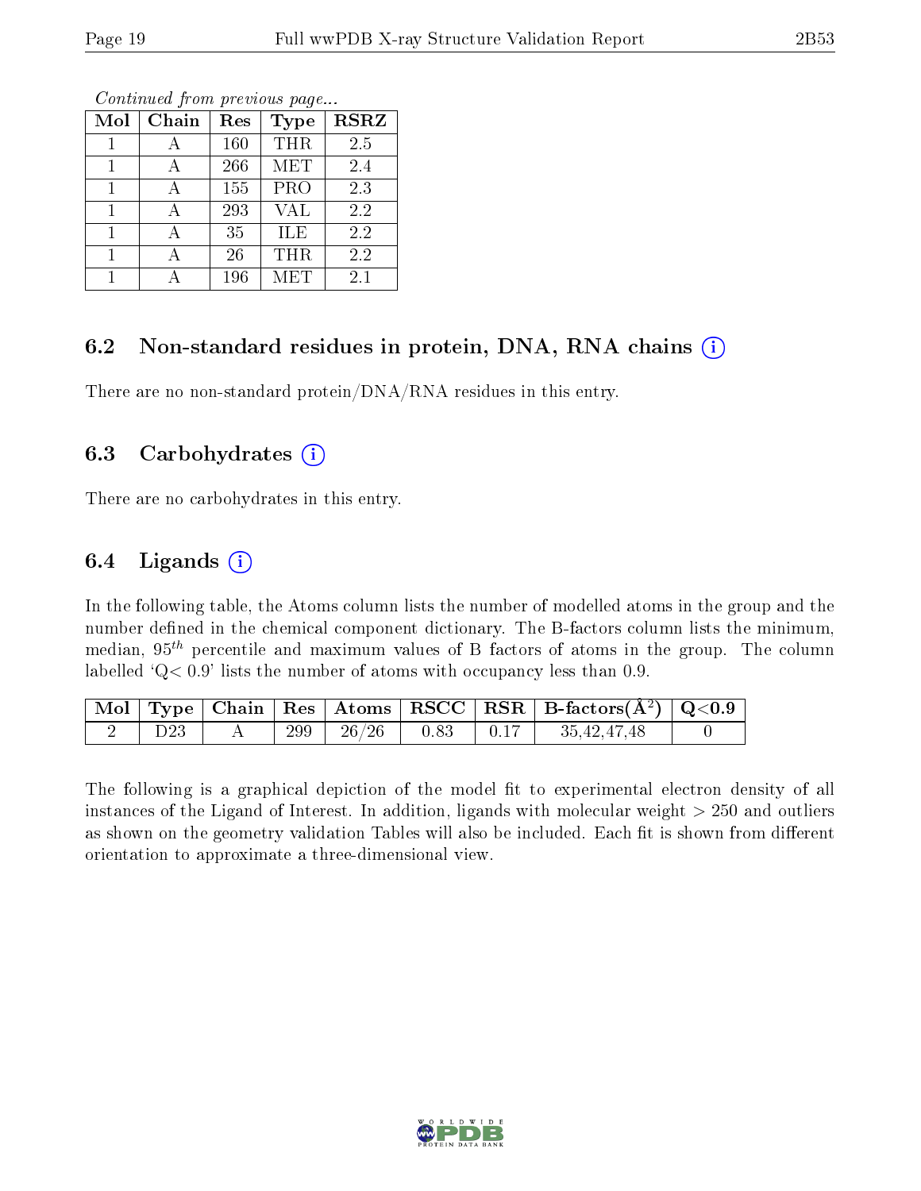*Continued from previous page...*

| Mol | Chain | Res | Type | RSRZ |
|---|---|---|---|---|
| 1 | A | 160 | THR | 2.5 |
| 1 | A | 266 | MET | 2.4 |
| 1 | A | 155 | PRO | 2.3 |
| 1 | A | 293 | VAL | 2.2 |
| 1 | A | 35 | ILE | 2.2 |
| 1 | A | 26 | THR | 2.2 |
| 1 | A | 196 | MET | 2.1 |

### 6.2 Non-standard residues in protein, DNA, RNA chains (i)

There are no non-standard protein/DNA/RNA residues in this entry.

### 6.3 Carbohydrates (i)

There are no carbohydrates in this entry.

### 6.4 Ligands (i)

In the following table, the Atoms column lists the number of modelled atoms in the group and the number defined in the chemical component dictionary. The B-factors column lists the minimum, median, $95^{th}$ percentile and maximum values of B factors of atoms in the group. The column labelled 'Q< 0.9' lists the number of atoms with occupancy less than 0.9.

| Mol | Type | Chain | Res | Atoms | RSCC | RSR | B-factors($Å^2$) | Q<0.9 |
|---|---|---|---|---|---|---|---|---|
| 2 | D23 | A | 299 | 26/26 | 0.83 | 0.17 | 35,42,47,48 | 0 |

The following is a graphical depiction of the model fit to experimental electron density of all instances of the Ligand of Interest. In addition, ligands with molecular weight > 250 and outliers as shown on the geometry validation Tables will also be included. Each fit is shown from different orientation to approximate a three-dimensional view.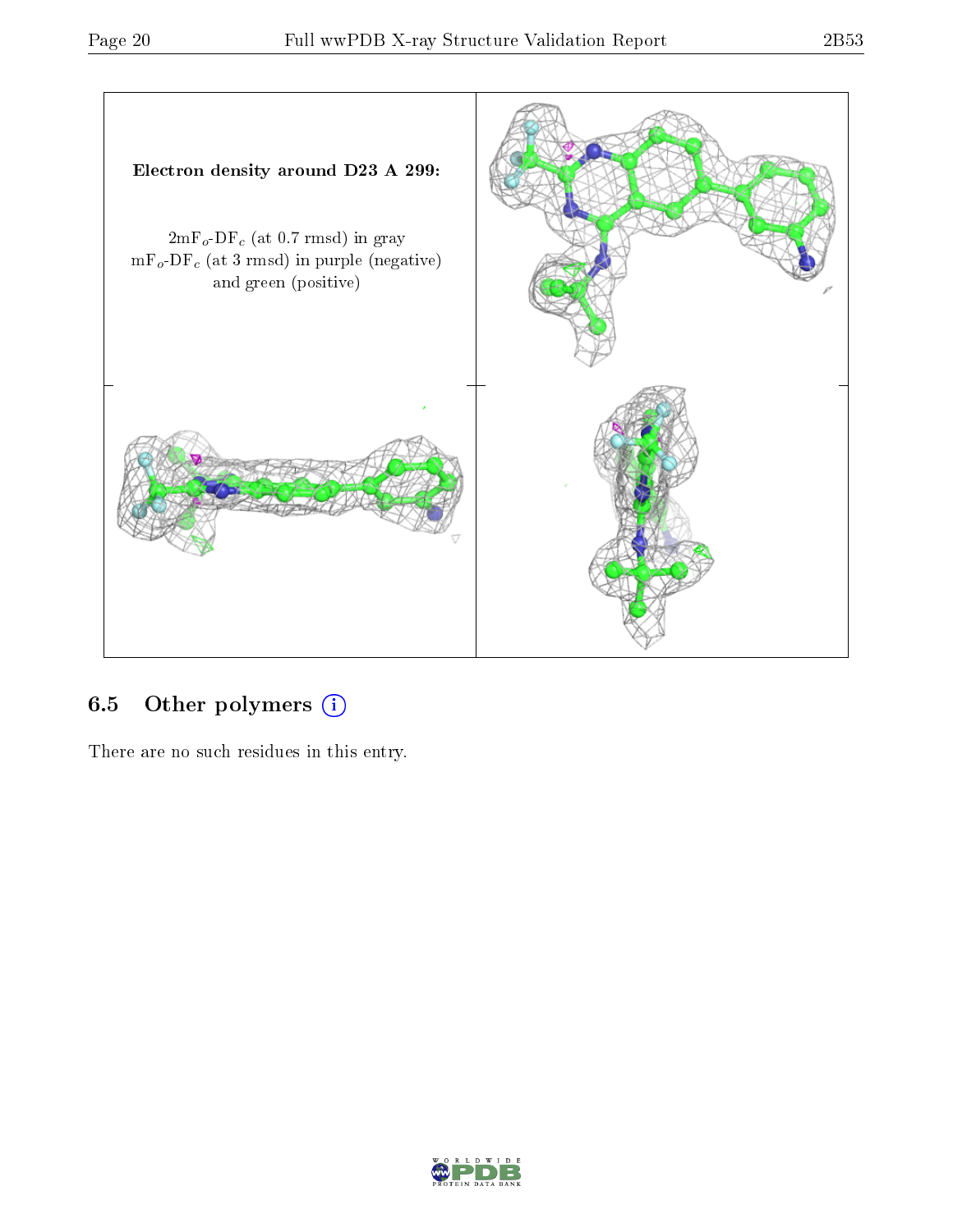Electron density around D23 A 299:

$2mF_o$-$DF_c$ (at 0.7 rmsd) in gray
$mF_o$-$DF_c$ (at 3 rmsd) in purple (negative)
and green (positive)

## 6.5 Other polymers

There are no such residues in this entry.